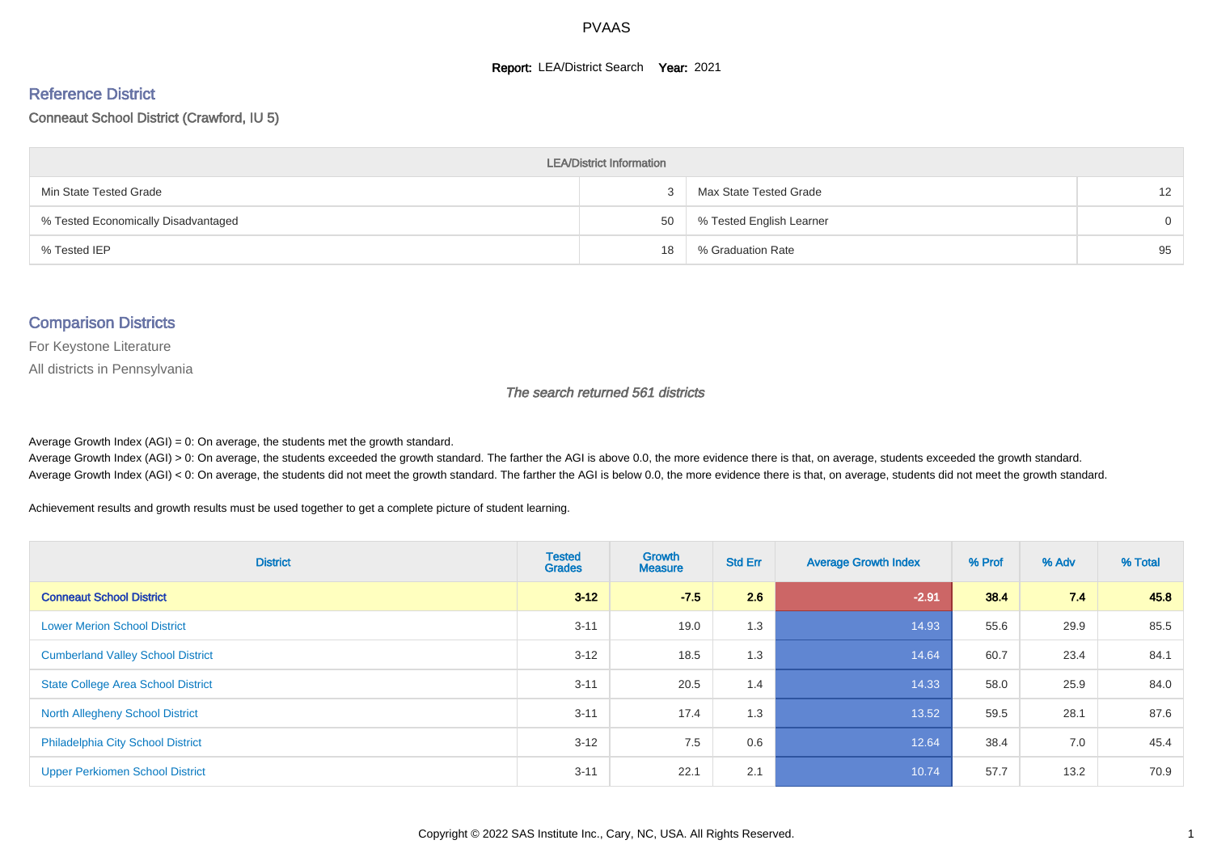# PVAAS

**Report:** LEA/District Search **Year:** 2021

## Reference District

Conneaut School District (Crawford, IU 5)

| LEA/District Information | | | |
|---|---|---|---|
| Min State Tested Grade | 3 | Max State Tested Grade | 12 |
| % Tested Economically Disadvantaged | 50 | % Tested English Learner | 0 |
| % Tested IEP | 18 | % Graduation Rate | 95 |

## Comparison Districts

For Keystone Literature

All districts in Pennsylvania

*The search returned 561 districts*

Average Growth Index (AGI) = 0: On average, the students met the growth standard.
Average Growth Index (AGI) > 0: On average, the students exceeded the growth standard. The farther the AGI is above 0.0, the more evidence there is that, on average, students exceeded the growth standard.
Average Growth Index (AGI) < 0: On average, the students did not meet the growth standard. The farther the AGI is below 0.0, the more evidence there is that, on average, students did not meet the growth standard.

Achievement results and growth results must be used together to get a complete picture of student learning.

| District | Tested Grades | Growth Measure | Std Err | Average Growth Index | % Prof | % Adv | % Total |
|---|---|---|---|---|---|---|---|
| **Conneaut School District** | **3-12** | **-7.5** | **2.6** | **-2.91** | **38.4** | **7.4** | **45.8** |
| Lower Merion School District | 3-11 | 19.0 | 1.3 | 14.93 | 55.6 | 29.9 | 85.5 |
| Cumberland Valley School District | 3-12 | 18.5 | 1.3 | 14.64 | 60.7 | 23.4 | 84.1 |
| State College Area School District | 3-11 | 20.5 | 1.4 | 14.33 | 58.0 | 25.9 | 84.0 |
| North Allegheny School District | 3-11 | 17.4 | 1.3 | 13.52 | 59.5 | 28.1 | 87.6 |
| Philadelphia City School District | 3-12 | 7.5 | 0.6 | 12.64 | 38.4 | 7.0 | 45.4 |
| Upper Perkiomen School District | 3-11 | 22.1 | 2.1 | 10.74 | 57.7 | 13.2 | 70.9 |

Copyright © 2022 SAS Institute Inc., Cary, NC, USA. All Rights Reserved.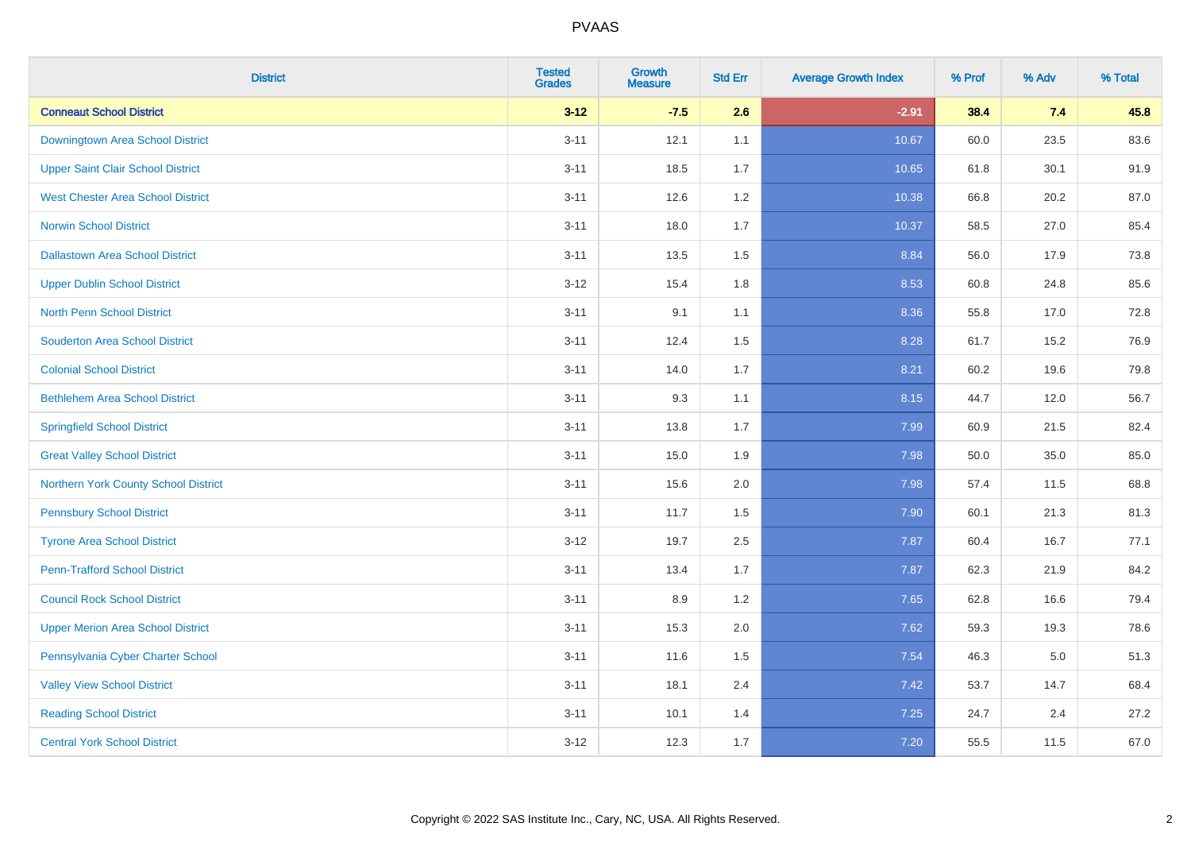# PVAAS

| District | Tested Grades | Growth Measure | Std Err | Average Growth Index | % Prof | % Adv | % Total |
|---|---|---|---|---|---|---|---|
| **Conneaut School District** | **3-12** | **-7.5** | **2.6** | **-2.91** | **38.4** | **7.4** | **45.8** |
| Downingtown Area School District | 3-11 | 12.1 | 1.1 | 10.67 | 60.0 | 23.5 | 83.6 |
| Upper Saint Clair School District | 3-11 | 18.5 | 1.7 | 10.65 | 61.8 | 30.1 | 91.9 |
| West Chester Area School District | 3-11 | 12.6 | 1.2 | 10.38 | 66.8 | 20.2 | 87.0 |
| Norwin School District | 3-11 | 18.0 | 1.7 | 10.37 | 58.5 | 27.0 | 85.4 |
| Dallastown Area School District | 3-11 | 13.5 | 1.5 | 8.84 | 56.0 | 17.9 | 73.8 |
| Upper Dublin School District | 3-12 | 15.4 | 1.8 | 8.53 | 60.8 | 24.8 | 85.6 |
| North Penn School District | 3-11 | 9.1 | 1.1 | 8.36 | 55.8 | 17.0 | 72.8 |
| Souderton Area School District | 3-11 | 12.4 | 1.5 | 8.28 | 61.7 | 15.2 | 76.9 |
| Colonial School District | 3-11 | 14.0 | 1.7 | 8.21 | 60.2 | 19.6 | 79.8 |
| Bethlehem Area School District | 3-11 | 9.3 | 1.1 | 8.15 | 44.7 | 12.0 | 56.7 |
| Springfield School District | 3-11 | 13.8 | 1.7 | 7.99 | 60.9 | 21.5 | 82.4 |
| Great Valley School District | 3-11 | 15.0 | 1.9 | 7.98 | 50.0 | 35.0 | 85.0 |
| Northern York County School District | 3-11 | 15.6 | 2.0 | 7.98 | 57.4 | 11.5 | 68.8 |
| Pennsbury School District | 3-11 | 11.7 | 1.5 | 7.90 | 60.1 | 21.3 | 81.3 |
| Tyrone Area School District | 3-12 | 19.7 | 2.5 | 7.87 | 60.4 | 16.7 | 77.1 |
| Penn-Trafford School District | 3-11 | 13.4 | 1.7 | 7.87 | 62.3 | 21.9 | 84.2 |
| Council Rock School District | 3-11 | 8.9 | 1.2 | 7.65 | 62.8 | 16.6 | 79.4 |
| Upper Merion Area School District | 3-11 | 15.3 | 2.0 | 7.62 | 59.3 | 19.3 | 78.6 |
| Pennsylvania Cyber Charter School | 3-11 | 11.6 | 1.5 | 7.54 | 46.3 | 5.0 | 51.3 |
| Valley View School District | 3-11 | 18.1 | 2.4 | 7.42 | 53.7 | 14.7 | 68.4 |
| Reading School District | 3-11 | 10.1 | 1.4 | 7.25 | 24.7 | 2.4 | 27.2 |
| Central York School District | 3-12 | 12.3 | 1.7 | 7.20 | 55.5 | 11.5 | 67.0 |

Copyright © 2022 SAS Institute Inc., Cary, NC, USA. All Rights Reserved.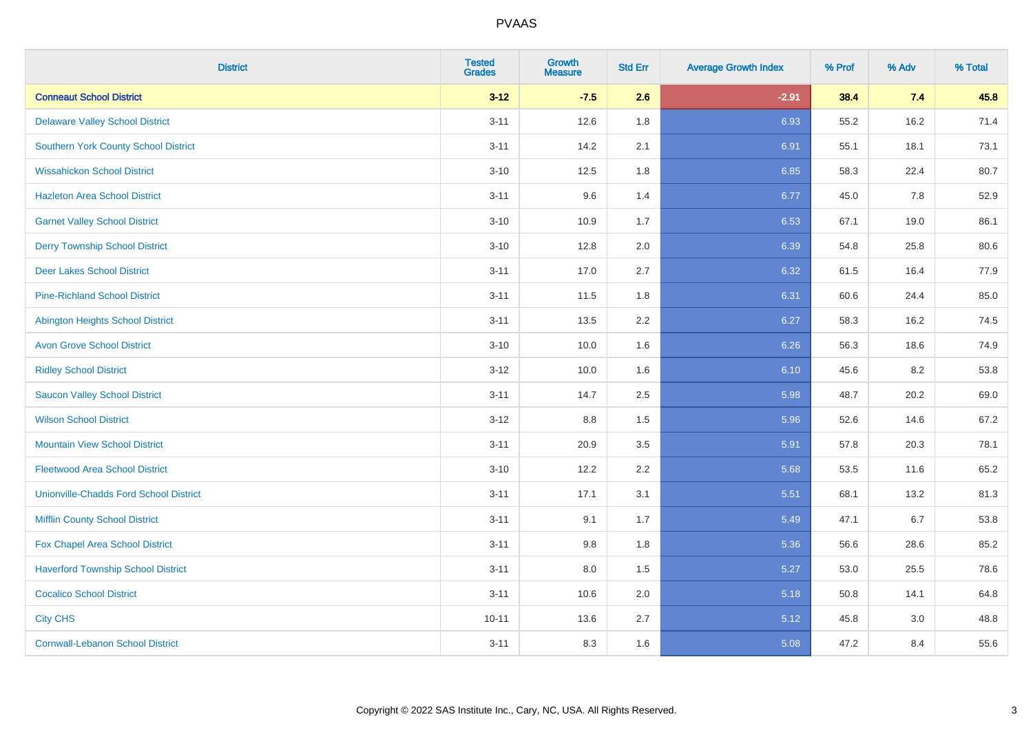PVAAS

| District | Tested Grades | Growth Measure | Std Err | Average Growth Index | % Prof | % Adv | % Total |
|---|---|---|---|---|---|---|---|
| **Conneaut School District** | **3-12** | **-7.5** | **2.6** | **-2.91** | **38.4** | **7.4** | **45.8** |
| Delaware Valley School District | 3-11 | 12.6 | 1.8 | 6.93 | 55.2 | 16.2 | 71.4 |
| Southern York County School District | 3-11 | 14.2 | 2.1 | 6.91 | 55.1 | 18.1 | 73.1 |
| Wissahickon School District | 3-10 | 12.5 | 1.8 | 6.85 | 58.3 | 22.4 | 80.7 |
| Hazleton Area School District | 3-11 | 9.6 | 1.4 | 6.77 | 45.0 | 7.8 | 52.9 |
| Garnet Valley School District | 3-10 | 10.9 | 1.7 | 6.53 | 67.1 | 19.0 | 86.1 |
| Derry Township School District | 3-10 | 12.8 | 2.0 | 6.39 | 54.8 | 25.8 | 80.6 |
| Deer Lakes School District | 3-11 | 17.0 | 2.7 | 6.32 | 61.5 | 16.4 | 77.9 |
| Pine-Richland School District | 3-11 | 11.5 | 1.8 | 6.31 | 60.6 | 24.4 | 85.0 |
| Abington Heights School District | 3-11 | 13.5 | 2.2 | 6.27 | 58.3 | 16.2 | 74.5 |
| Avon Grove School District | 3-10 | 10.0 | 1.6 | 6.26 | 56.3 | 18.6 | 74.9 |
| Ridley School District | 3-12 | 10.0 | 1.6 | 6.10 | 45.6 | 8.2 | 53.8 |
| Saucon Valley School District | 3-11 | 14.7 | 2.5 | 5.98 | 48.7 | 20.2 | 69.0 |
| Wilson School District | 3-12 | 8.8 | 1.5 | 5.96 | 52.6 | 14.6 | 67.2 |
| Mountain View School District | 3-11 | 20.9 | 3.5 | 5.91 | 57.8 | 20.3 | 78.1 |
| Fleetwood Area School District | 3-10 | 12.2 | 2.2 | 5.68 | 53.5 | 11.6 | 65.2 |
| Unionville-Chadds Ford School District | 3-11 | 17.1 | 3.1 | 5.51 | 68.1 | 13.2 | 81.3 |
| Mifflin County School District | 3-11 | 9.1 | 1.7 | 5.49 | 47.1 | 6.7 | 53.8 |
| Fox Chapel Area School District | 3-11 | 9.8 | 1.8 | 5.36 | 56.6 | 28.6 | 85.2 |
| Haverford Township School District | 3-11 | 8.0 | 1.5 | 5.27 | 53.0 | 25.5 | 78.6 |
| Cocalico School District | 3-11 | 10.6 | 2.0 | 5.18 | 50.8 | 14.1 | 64.8 |
| City CHS | 10-11 | 13.6 | 2.7 | 5.12 | 45.8 | 3.0 | 48.8 |
| Cornwall-Lebanon School District | 3-11 | 8.3 | 1.6 | 5.08 | 47.2 | 8.4 | 55.6 |

Copyright © 2022 SAS Institute Inc., Cary, NC, USA. All Rights Reserved.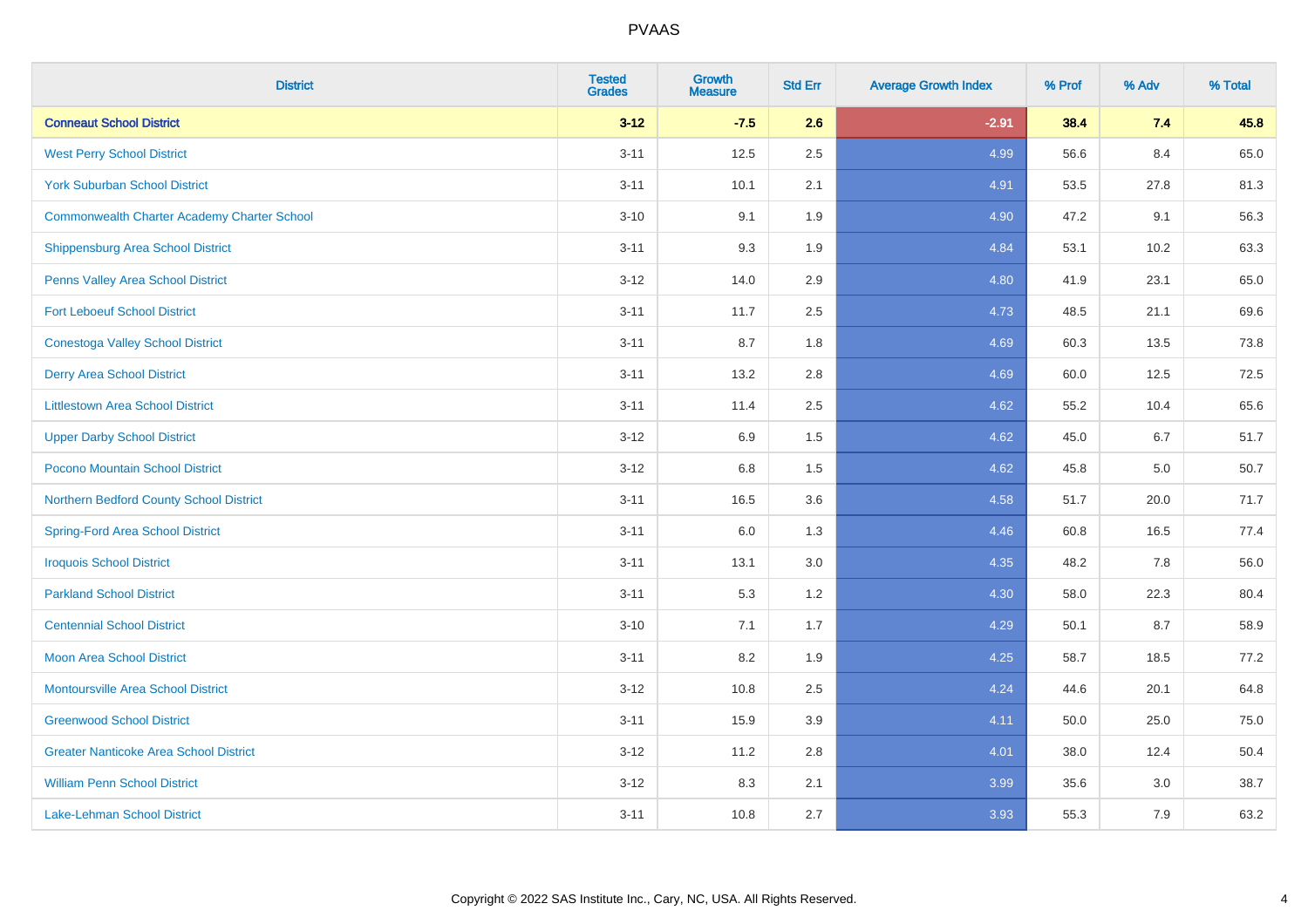# PVAAS

| District | Tested Grades | Growth Measure | Std Err | Average Growth Index | % Prof | % Adv | % Total |
|---|---|---|---|---|---|---|---|
| **Conneaut School District** | **3-12** | **-7.5** | **2.6** | **-2.91** | **38.4** | **7.4** | **45.8** |
| West Perry School District | 3-11 | 12.5 | 2.5 | 4.99 | 56.6 | 8.4 | 65.0 |
| York Suburban School District | 3-11 | 10.1 | 2.1 | 4.91 | 53.5 | 27.8 | 81.3 |
| Commonwealth Charter Academy Charter School | 3-10 | 9.1 | 1.9 | 4.90 | 47.2 | 9.1 | 56.3 |
| Shippensburg Area School District | 3-11 | 9.3 | 1.9 | 4.84 | 53.1 | 10.2 | 63.3 |
| Penns Valley Area School District | 3-12 | 14.0 | 2.9 | 4.80 | 41.9 | 23.1 | 65.0 |
| Fort Leboeuf School District | 3-11 | 11.7 | 2.5 | 4.73 | 48.5 | 21.1 | 69.6 |
| Conestoga Valley School District | 3-11 | 8.7 | 1.8 | 4.69 | 60.3 | 13.5 | 73.8 |
| Derry Area School District | 3-11 | 13.2 | 2.8 | 4.69 | 60.0 | 12.5 | 72.5 |
| Littlestown Area School District | 3-11 | 11.4 | 2.5 | 4.62 | 55.2 | 10.4 | 65.6 |
| Upper Darby School District | 3-12 | 6.9 | 1.5 | 4.62 | 45.0 | 6.7 | 51.7 |
| Pocono Mountain School District | 3-12 | 6.8 | 1.5 | 4.62 | 45.8 | 5.0 | 50.7 |
| Northern Bedford County School District | 3-11 | 16.5 | 3.6 | 4.58 | 51.7 | 20.0 | 71.7 |
| Spring-Ford Area School District | 3-11 | 6.0 | 1.3 | 4.46 | 60.8 | 16.5 | 77.4 |
| Iroquois School District | 3-11 | 13.1 | 3.0 | 4.35 | 48.2 | 7.8 | 56.0 |
| Parkland School District | 3-11 | 5.3 | 1.2 | 4.30 | 58.0 | 22.3 | 80.4 |
| Centennial School District | 3-10 | 7.1 | 1.7 | 4.29 | 50.1 | 8.7 | 58.9 |
| Moon Area School District | 3-11 | 8.2 | 1.9 | 4.25 | 58.7 | 18.5 | 77.2 |
| Montoursville Area School District | 3-12 | 10.8 | 2.5 | 4.24 | 44.6 | 20.1 | 64.8 |
| Greenwood School District | 3-11 | 15.9 | 3.9 | 4.11 | 50.0 | 25.0 | 75.0 |
| Greater Nanticoke Area School District | 3-12 | 11.2 | 2.8 | 4.01 | 38.0 | 12.4 | 50.4 |
| William Penn School District | 3-12 | 8.3 | 2.1 | 3.99 | 35.6 | 3.0 | 38.7 |
| Lake-Lehman School District | 3-11 | 10.8 | 2.7 | 3.93 | 55.3 | 7.9 | 63.2 |

Copyright © 2022 SAS Institute Inc., Cary, NC, USA. All Rights Reserved.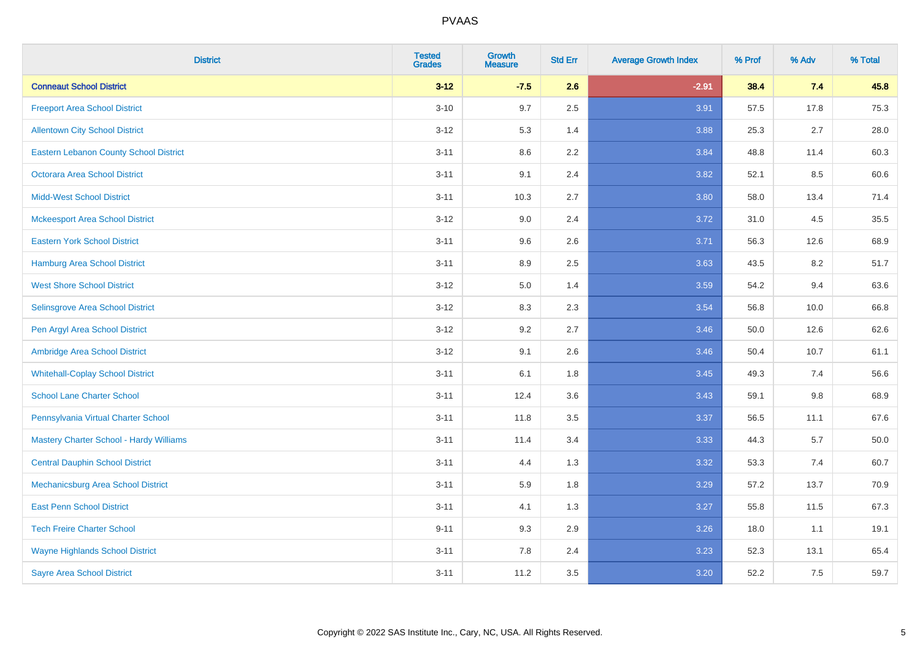PVAAS

| District | Tested Grades | Growth Measure | Std Err | Average Growth Index | % Prof | % Adv | % Total |
|---|---|---|---|---|---|---|---|
| **Conneaut School District** | **3-12** | **-7.5** | **2.6** | **-2.91** | **38.4** | **7.4** | **45.8** |
| Freeport Area School District | 3-10 | 9.7 | 2.5 | 3.91 | 57.5 | 17.8 | 75.3 |
| Allentown City School District | 3-12 | 5.3 | 1.4 | 3.88 | 25.3 | 2.7 | 28.0 |
| Eastern Lebanon County School District | 3-11 | 8.6 | 2.2 | 3.84 | 48.8 | 11.4 | 60.3 |
| Octorara Area School District | 3-11 | 9.1 | 2.4 | 3.82 | 52.1 | 8.5 | 60.6 |
| Midd-West School District | 3-11 | 10.3 | 2.7 | 3.80 | 58.0 | 13.4 | 71.4 |
| Mckeesport Area School District | 3-12 | 9.0 | 2.4 | 3.72 | 31.0 | 4.5 | 35.5 |
| Eastern York School District | 3-11 | 9.6 | 2.6 | 3.71 | 56.3 | 12.6 | 68.9 |
| Hamburg Area School District | 3-11 | 8.9 | 2.5 | 3.63 | 43.5 | 8.2 | 51.7 |
| West Shore School District | 3-12 | 5.0 | 1.4 | 3.59 | 54.2 | 9.4 | 63.6 |
| Selinsgrove Area School District | 3-12 | 8.3 | 2.3 | 3.54 | 56.8 | 10.0 | 66.8 |
| Pen Argyl Area School District | 3-12 | 9.2 | 2.7 | 3.46 | 50.0 | 12.6 | 62.6 |
| Ambridge Area School District | 3-12 | 9.1 | 2.6 | 3.46 | 50.4 | 10.7 | 61.1 |
| Whitehall-Coplay School District | 3-11 | 6.1 | 1.8 | 3.45 | 49.3 | 7.4 | 56.6 |
| School Lane Charter School | 3-11 | 12.4 | 3.6 | 3.43 | 59.1 | 9.8 | 68.9 |
| Pennsylvania Virtual Charter School | 3-11 | 11.8 | 3.5 | 3.37 | 56.5 | 11.1 | 67.6 |
| Mastery Charter School - Hardy Williams | 3-11 | 11.4 | 3.4 | 3.33 | 44.3 | 5.7 | 50.0 |
| Central Dauphin School District | 3-11 | 4.4 | 1.3 | 3.32 | 53.3 | 7.4 | 60.7 |
| Mechanicsburg Area School District | 3-11 | 5.9 | 1.8 | 3.29 | 57.2 | 13.7 | 70.9 |
| East Penn School District | 3-11 | 4.1 | 1.3 | 3.27 | 55.8 | 11.5 | 67.3 |
| Tech Freire Charter School | 9-11 | 9.3 | 2.9 | 3.26 | 18.0 | 1.1 | 19.1 |
| Wayne Highlands School District | 3-11 | 7.8 | 2.4 | 3.23 | 52.3 | 13.1 | 65.4 |
| Sayre Area School District | 3-11 | 11.2 | 3.5 | 3.20 | 52.2 | 7.5 | 59.7 |

Copyright © 2022 SAS Institute Inc., Cary, NC, USA. All Rights Reserved.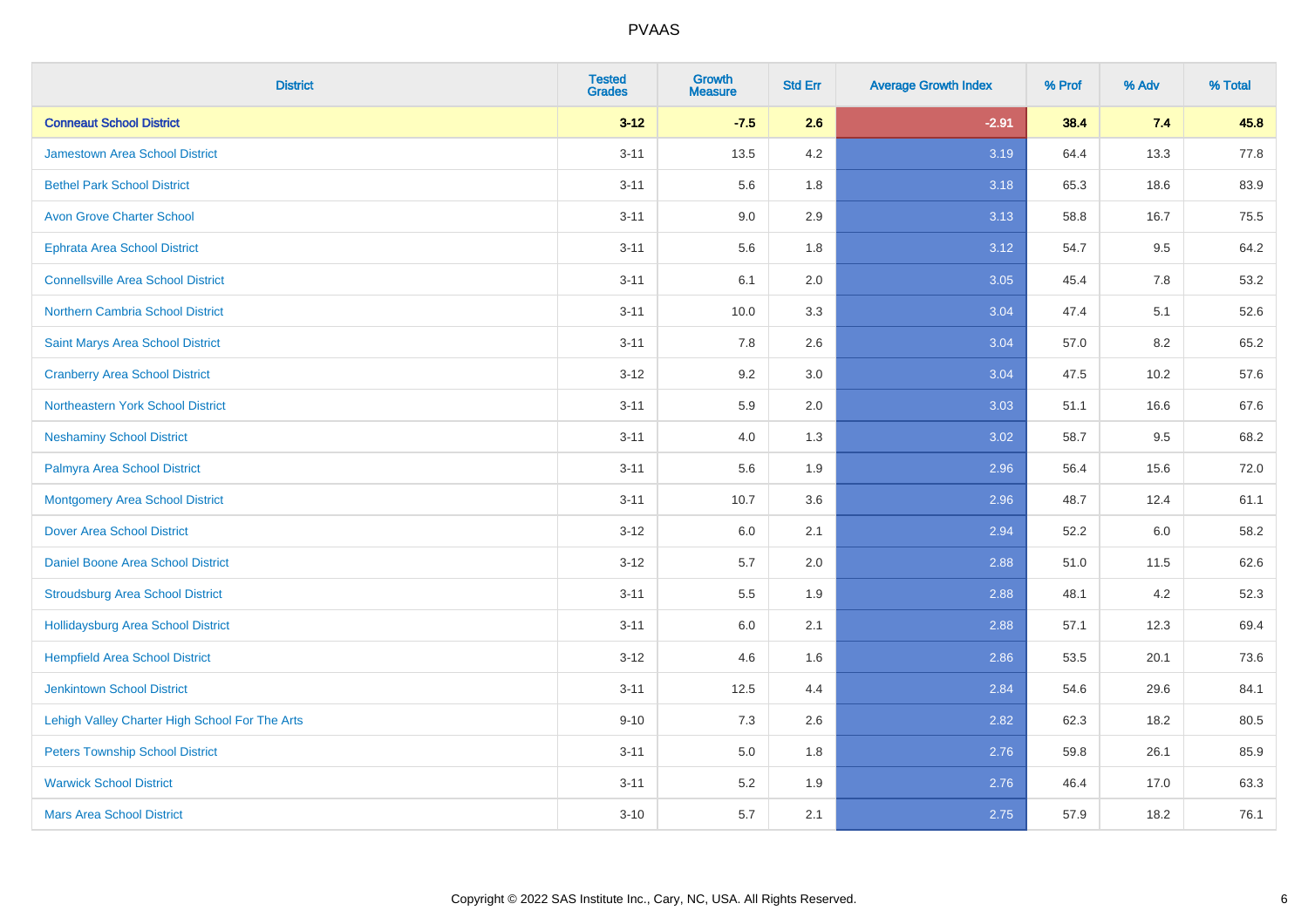PVAAS

| District | Tested Grades | Growth Measure | Std Err | Average Growth Index | % Prof | % Adv | % Total |
|---|---|---|---|---|---|---|---|
| **Conneaut School District** | **3-12** | **-7.5** | **2.6** | **-2.91** | **38.4** | **7.4** | **45.8** |
| Jamestown Area School District | 3-11 | 13.5 | 4.2 | 3.19 | 64.4 | 13.3 | 77.8 |
| Bethel Park School District | 3-11 | 5.6 | 1.8 | 3.18 | 65.3 | 18.6 | 83.9 |
| Avon Grove Charter School | 3-11 | 9.0 | 2.9 | 3.13 | 58.8 | 16.7 | 75.5 |
| Ephrata Area School District | 3-11 | 5.6 | 1.8 | 3.12 | 54.7 | 9.5 | 64.2 |
| Connellsville Area School District | 3-11 | 6.1 | 2.0 | 3.05 | 45.4 | 7.8 | 53.2 |
| Northern Cambria School District | 3-11 | 10.0 | 3.3 | 3.04 | 47.4 | 5.1 | 52.6 |
| Saint Marys Area School District | 3-11 | 7.8 | 2.6 | 3.04 | 57.0 | 8.2 | 65.2 |
| Cranberry Area School District | 3-12 | 9.2 | 3.0 | 3.04 | 47.5 | 10.2 | 57.6 |
| Northeastern York School District | 3-11 | 5.9 | 2.0 | 3.03 | 51.1 | 16.6 | 67.6 |
| Neshaminy School District | 3-11 | 4.0 | 1.3 | 3.02 | 58.7 | 9.5 | 68.2 |
| Palmyra Area School District | 3-11 | 5.6 | 1.9 | 2.96 | 56.4 | 15.6 | 72.0 |
| Montgomery Area School District | 3-11 | 10.7 | 3.6 | 2.96 | 48.7 | 12.4 | 61.1 |
| Dover Area School District | 3-12 | 6.0 | 2.1 | 2.94 | 52.2 | 6.0 | 58.2 |
| Daniel Boone Area School District | 3-12 | 5.7 | 2.0 | 2.88 | 51.0 | 11.5 | 62.6 |
| Stroudsburg Area School District | 3-11 | 5.5 | 1.9 | 2.88 | 48.1 | 4.2 | 52.3 |
| Hollidaysburg Area School District | 3-11 | 6.0 | 2.1 | 2.88 | 57.1 | 12.3 | 69.4 |
| Hempfield Area School District | 3-12 | 4.6 | 1.6 | 2.86 | 53.5 | 20.1 | 73.6 |
| Jenkintown School District | 3-11 | 12.5 | 4.4 | 2.84 | 54.6 | 29.6 | 84.1 |
| Lehigh Valley Charter High School For The Arts | 9-10 | 7.3 | 2.6 | 2.82 | 62.3 | 18.2 | 80.5 |
| Peters Township School District | 3-11 | 5.0 | 1.8 | 2.76 | 59.8 | 26.1 | 85.9 |
| Warwick School District | 3-11 | 5.2 | 1.9 | 2.76 | 46.4 | 17.0 | 63.3 |
| Mars Area School District | 3-10 | 5.7 | 2.1 | 2.75 | 57.9 | 18.2 | 76.1 |

Copyright © 2022 SAS Institute Inc., Cary, NC, USA. All Rights Reserved.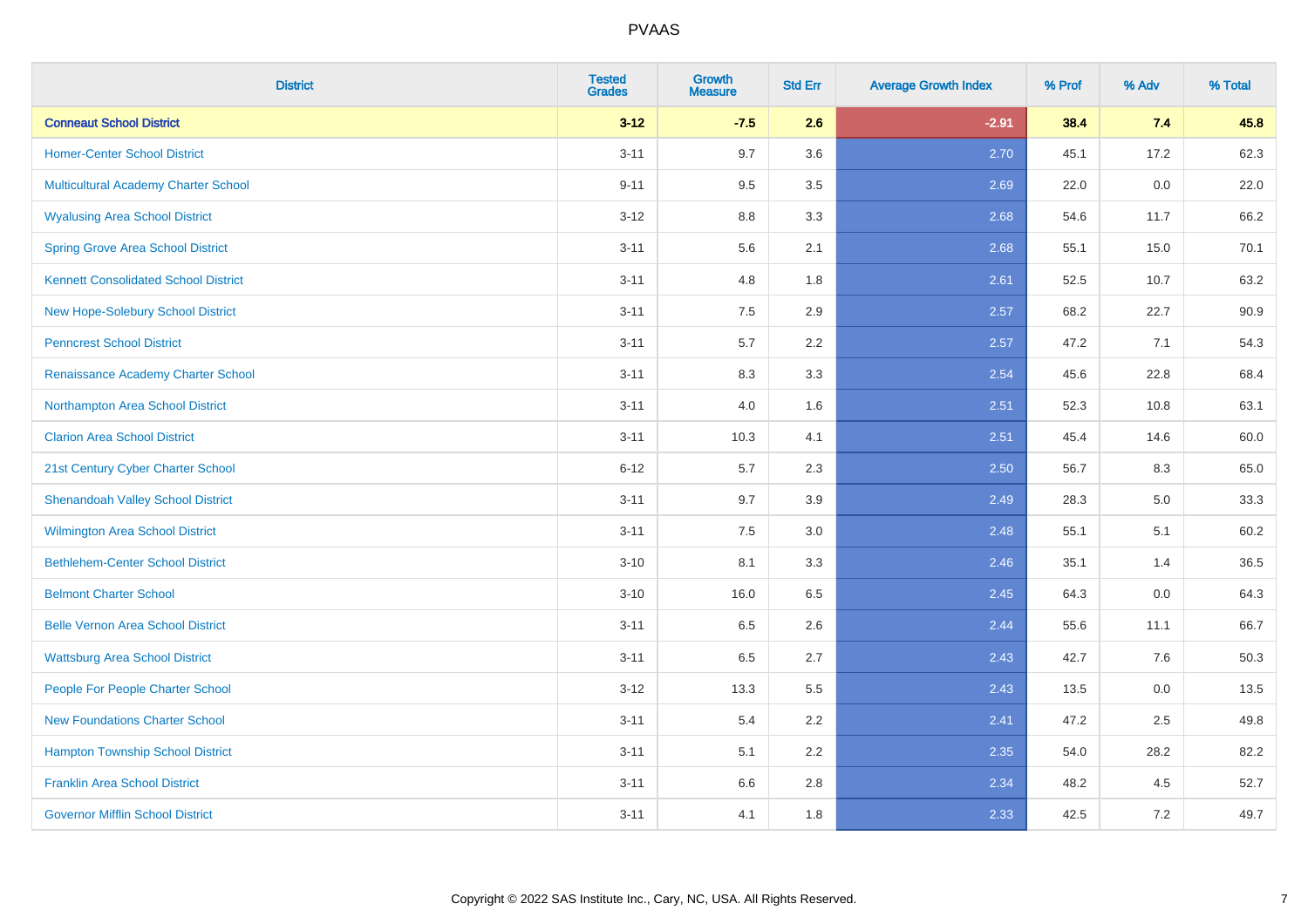# PVAAS

| District | Tested Grades | Growth Measure | Std Err | Average Growth Index | % Prof | % Adv | % Total |
|---|---|---|---|---|---|---|---|
| **Conneaut School District** | **3-12** | **-7.5** | **2.6** | **-2.91** | **38.4** | **7.4** | **45.8** |
| Homer-Center School District | 3-11 | 9.7 | 3.6 | 2.70 | 45.1 | 17.2 | 62.3 |
| Multicultural Academy Charter School | 9-11 | 9.5 | 3.5 | 2.69 | 22.0 | 0.0 | 22.0 |
| Wyalusing Area School District | 3-12 | 8.8 | 3.3 | 2.68 | 54.6 | 11.7 | 66.2 |
| Spring Grove Area School District | 3-11 | 5.6 | 2.1 | 2.68 | 55.1 | 15.0 | 70.1 |
| Kennett Consolidated School District | 3-11 | 4.8 | 1.8 | 2.61 | 52.5 | 10.7 | 63.2 |
| New Hope-Solebury School District | 3-11 | 7.5 | 2.9 | 2.57 | 68.2 | 22.7 | 90.9 |
| Penncrest School District | 3-11 | 5.7 | 2.2 | 2.57 | 47.2 | 7.1 | 54.3 |
| Renaissance Academy Charter School | 3-11 | 8.3 | 3.3 | 2.54 | 45.6 | 22.8 | 68.4 |
| Northampton Area School District | 3-11 | 4.0 | 1.6 | 2.51 | 52.3 | 10.8 | 63.1 |
| Clarion Area School District | 3-11 | 10.3 | 4.1 | 2.51 | 45.4 | 14.6 | 60.0 |
| 21st Century Cyber Charter School | 6-12 | 5.7 | 2.3 | 2.50 | 56.7 | 8.3 | 65.0 |
| Shenandoah Valley School District | 3-11 | 9.7 | 3.9 | 2.49 | 28.3 | 5.0 | 33.3 |
| Wilmington Area School District | 3-11 | 7.5 | 3.0 | 2.48 | 55.1 | 5.1 | 60.2 |
| Bethlehem-Center School District | 3-10 | 8.1 | 3.3 | 2.46 | 35.1 | 1.4 | 36.5 |
| Belmont Charter School | 3-10 | 16.0 | 6.5 | 2.45 | 64.3 | 0.0 | 64.3 |
| Belle Vernon Area School District | 3-11 | 6.5 | 2.6 | 2.44 | 55.6 | 11.1 | 66.7 |
| Wattsburg Area School District | 3-11 | 6.5 | 2.7 | 2.43 | 42.7 | 7.6 | 50.3 |
| People For People Charter School | 3-12 | 13.3 | 5.5 | 2.43 | 13.5 | 0.0 | 13.5 |
| New Foundations Charter School | 3-11 | 5.4 | 2.2 | 2.41 | 47.2 | 2.5 | 49.8 |
| Hampton Township School District | 3-11 | 5.1 | 2.2 | 2.35 | 54.0 | 28.2 | 82.2 |
| Franklin Area School District | 3-11 | 6.6 | 2.8 | 2.34 | 48.2 | 4.5 | 52.7 |
| Governor Mifflin School District | 3-11 | 4.1 | 1.8 | 2.33 | 42.5 | 7.2 | 49.7 |

Copyright © 2022 SAS Institute Inc., Cary, NC, USA. All Rights Reserved.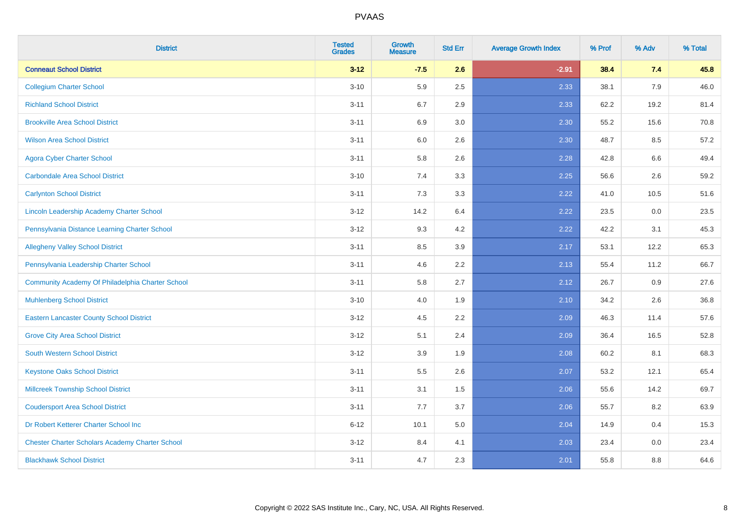PVAAS

| District | Tested Grades | Growth Measure | Std Err | Average Growth Index | % Prof | % Adv | % Total |
|---|---|---|---|---|---|---|---|
| **Conneaut School District** | **3-12** | **-7.5** | **2.6** | **-2.91** | **38.4** | **7.4** | **45.8** |
| Collegium Charter School | 3-10 | 5.9 | 2.5 | 2.33 | 38.1 | 7.9 | 46.0 |
| Richland School District | 3-11 | 6.7 | 2.9 | 2.33 | 62.2 | 19.2 | 81.4 |
| Brookville Area School District | 3-11 | 6.9 | 3.0 | 2.30 | 55.2 | 15.6 | 70.8 |
| Wilson Area School District | 3-11 | 6.0 | 2.6 | 2.30 | 48.7 | 8.5 | 57.2 |
| Agora Cyber Charter School | 3-11 | 5.8 | 2.6 | 2.28 | 42.8 | 6.6 | 49.4 |
| Carbondale Area School District | 3-10 | 7.4 | 3.3 | 2.25 | 56.6 | 2.6 | 59.2 |
| Carlynton School District | 3-11 | 7.3 | 3.3 | 2.22 | 41.0 | 10.5 | 51.6 |
| Lincoln Leadership Academy Charter School | 3-12 | 14.2 | 6.4 | 2.22 | 23.5 | 0.0 | 23.5 |
| Pennsylvania Distance Learning Charter School | 3-12 | 9.3 | 4.2 | 2.22 | 42.2 | 3.1 | 45.3 |
| Allegheny Valley School District | 3-11 | 8.5 | 3.9 | 2.17 | 53.1 | 12.2 | 65.3 |
| Pennsylvania Leadership Charter School | 3-11 | 4.6 | 2.2 | 2.13 | 55.4 | 11.2 | 66.7 |
| Community Academy Of Philadelphia Charter School | 3-11 | 5.8 | 2.7 | 2.12 | 26.7 | 0.9 | 27.6 |
| Muhlenberg School District | 3-10 | 4.0 | 1.9 | 2.10 | 34.2 | 2.6 | 36.8 |
| Eastern Lancaster County School District | 3-12 | 4.5 | 2.2 | 2.09 | 46.3 | 11.4 | 57.6 |
| Grove City Area School District | 3-12 | 5.1 | 2.4 | 2.09 | 36.4 | 16.5 | 52.8 |
| South Western School District | 3-12 | 3.9 | 1.9 | 2.08 | 60.2 | 8.1 | 68.3 |
| Keystone Oaks School District | 3-11 | 5.5 | 2.6 | 2.07 | 53.2 | 12.1 | 65.4 |
| Millcreek Township School District | 3-11 | 3.1 | 1.5 | 2.06 | 55.6 | 14.2 | 69.7 |
| Coudersport Area School District | 3-11 | 7.7 | 3.7 | 2.06 | 55.7 | 8.2 | 63.9 |
| Dr Robert Ketterer Charter School Inc | 6-12 | 10.1 | 5.0 | 2.04 | 14.9 | 0.4 | 15.3 |
| Chester Charter Scholars Academy Charter School | 3-12 | 8.4 | 4.1 | 2.03 | 23.4 | 0.0 | 23.4 |
| Blackhawk School District | 3-11 | 4.7 | 2.3 | 2.01 | 55.8 | 8.8 | 64.6 |

Copyright © 2022 SAS Institute Inc., Cary, NC, USA. All Rights Reserved.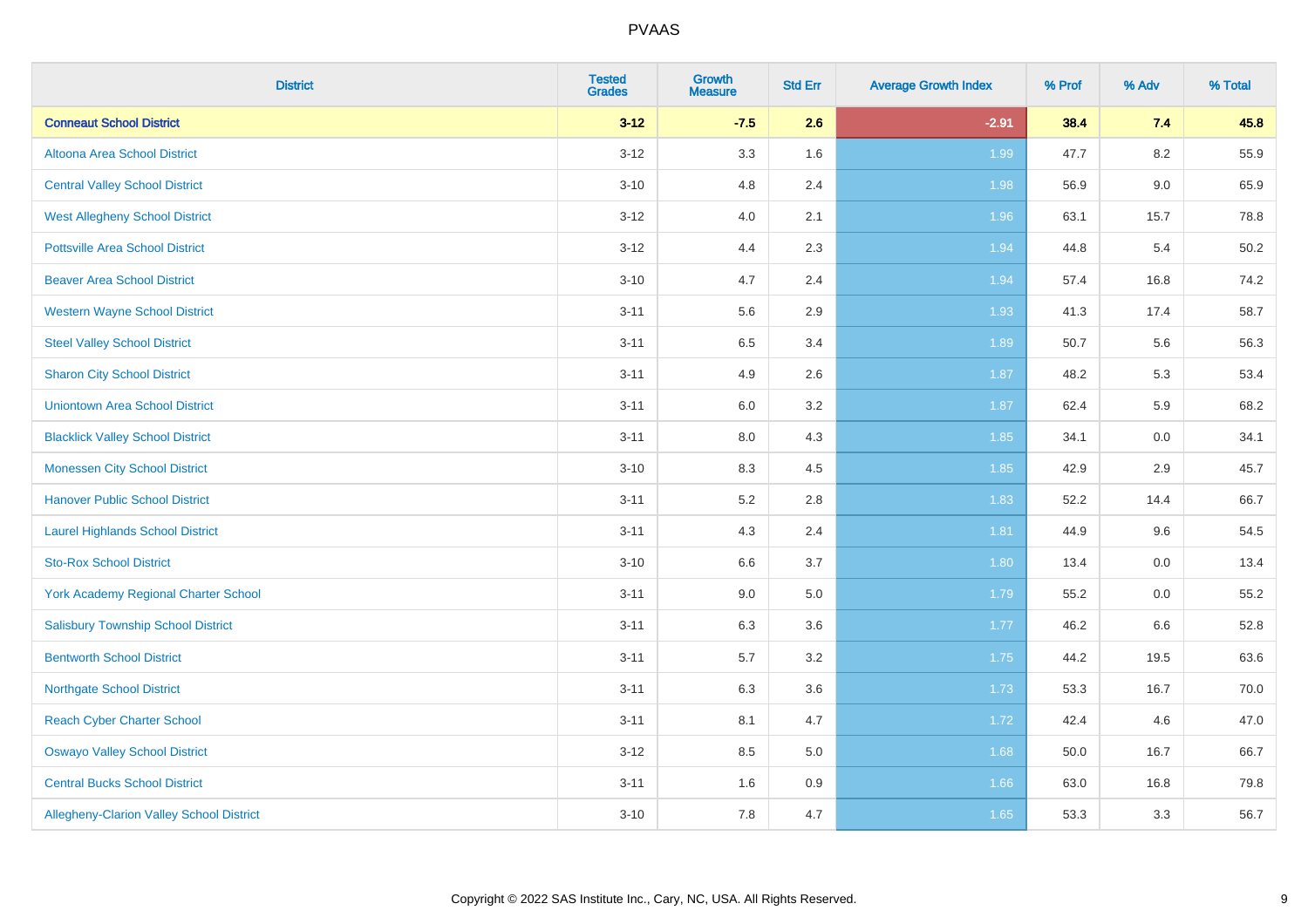| District | Tested Grades | Growth Measure | Std Err | Average Growth Index | % Prof | % Adv | % Total |
|---|---|---|---|---|---|---|---|
| **Conneaut School District** | **3-12** | **-7.5** | **2.6** | **-2.91** | **38.4** | **7.4** | **45.8** |
| Altoona Area School District | 3-12 | 3.3 | 1.6 | 1.99 | 47.7 | 8.2 | 55.9 |
| Central Valley School District | 3-10 | 4.8 | 2.4 | 1.98 | 56.9 | 9.0 | 65.9 |
| West Allegheny School District | 3-12 | 4.0 | 2.1 | 1.96 | 63.1 | 15.7 | 78.8 |
| Pottsville Area School District | 3-12 | 4.4 | 2.3 | 1.94 | 44.8 | 5.4 | 50.2 |
| Beaver Area School District | 3-10 | 4.7 | 2.4 | 1.94 | 57.4 | 16.8 | 74.2 |
| Western Wayne School District | 3-11 | 5.6 | 2.9 | 1.93 | 41.3 | 17.4 | 58.7 |
| Steel Valley School District | 3-11 | 6.5 | 3.4 | 1.89 | 50.7 | 5.6 | 56.3 |
| Sharon City School District | 3-11 | 4.9 | 2.6 | 1.87 | 48.2 | 5.3 | 53.4 |
| Uniontown Area School District | 3-11 | 6.0 | 3.2 | 1.87 | 62.4 | 5.9 | 68.2 |
| Blacklick Valley School District | 3-11 | 8.0 | 4.3 | 1.85 | 34.1 | 0.0 | 34.1 |
| Monessen City School District | 3-10 | 8.3 | 4.5 | 1.85 | 42.9 | 2.9 | 45.7 |
| Hanover Public School District | 3-11 | 5.2 | 2.8 | 1.83 | 52.2 | 14.4 | 66.7 |
| Laurel Highlands School District | 3-11 | 4.3 | 2.4 | 1.81 | 44.9 | 9.6 | 54.5 |
| Sto-Rox School District | 3-10 | 6.6 | 3.7 | 1.80 | 13.4 | 0.0 | 13.4 |
| York Academy Regional Charter School | 3-11 | 9.0 | 5.0 | 1.79 | 55.2 | 0.0 | 55.2 |
| Salisbury Township School District | 3-11 | 6.3 | 3.6 | 1.77 | 46.2 | 6.6 | 52.8 |
| Bentworth School District | 3-11 | 5.7 | 3.2 | 1.75 | 44.2 | 19.5 | 63.6 |
| Northgate School District | 3-11 | 6.3 | 3.6 | 1.73 | 53.3 | 16.7 | 70.0 |
| Reach Cyber Charter School | 3-11 | 8.1 | 4.7 | 1.72 | 42.4 | 4.6 | 47.0 |
| Oswayo Valley School District | 3-12 | 8.5 | 5.0 | 1.68 | 50.0 | 16.7 | 66.7 |
| Central Bucks School District | 3-11 | 1.6 | 0.9 | 1.66 | 63.0 | 16.8 | 79.8 |
| Allegheny-Clarion Valley School District | 3-10 | 7.8 | 4.7 | 1.65 | 53.3 | 3.3 | 56.7 |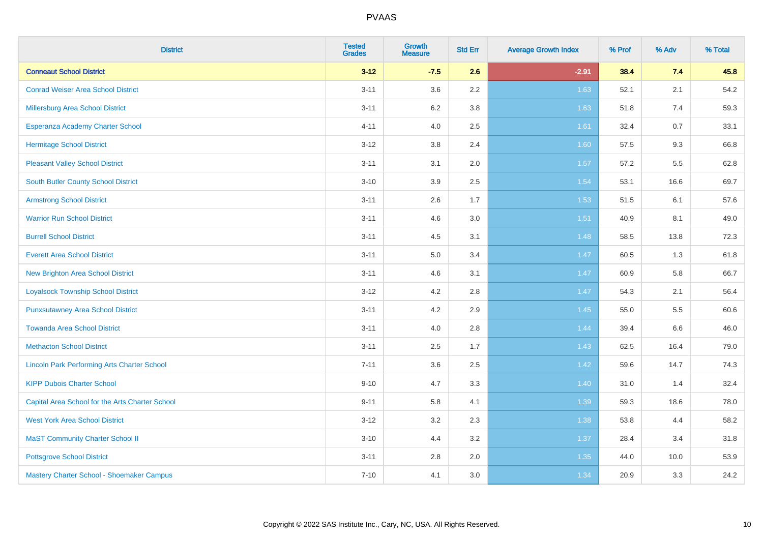| District | Tested Grades | Growth Measure | Std Err | Average Growth Index | % Prof | % Adv | % Total |
|---|---|---|---|---|---|---|---|
| **Conneaut School District** | **3-12** | **-7.5** | **2.6** | **-2.91** | **38.4** | **7.4** | **45.8** |
| Conrad Weiser Area School District | 3-11 | 3.6 | 2.2 | 1.63 | 52.1 | 2.1 | 54.2 |
| Millersburg Area School District | 3-11 | 6.2 | 3.8 | 1.63 | 51.8 | 7.4 | 59.3 |
| Esperanza Academy Charter School | 4-11 | 4.0 | 2.5 | 1.61 | 32.4 | 0.7 | 33.1 |
| Hermitage School District | 3-12 | 3.8 | 2.4 | 1.60 | 57.5 | 9.3 | 66.8 |
| Pleasant Valley School District | 3-11 | 3.1 | 2.0 | 1.57 | 57.2 | 5.5 | 62.8 |
| South Butler County School District | 3-10 | 3.9 | 2.5 | 1.54 | 53.1 | 16.6 | 69.7 |
| Armstrong School District | 3-11 | 2.6 | 1.7 | 1.53 | 51.5 | 6.1 | 57.6 |
| Warrior Run School District | 3-11 | 4.6 | 3.0 | 1.51 | 40.9 | 8.1 | 49.0 |
| Burrell School District | 3-11 | 4.5 | 3.1 | 1.48 | 58.5 | 13.8 | 72.3 |
| Everett Area School District | 3-11 | 5.0 | 3.4 | 1.47 | 60.5 | 1.3 | 61.8 |
| New Brighton Area School District | 3-11 | 4.6 | 3.1 | 1.47 | 60.9 | 5.8 | 66.7 |
| Loyalsock Township School District | 3-12 | 4.2 | 2.8 | 1.47 | 54.3 | 2.1 | 56.4 |
| Punxsutawney Area School District | 3-11 | 4.2 | 2.9 | 1.45 | 55.0 | 5.5 | 60.6 |
| Towanda Area School District | 3-11 | 4.0 | 2.8 | 1.44 | 39.4 | 6.6 | 46.0 |
| Methacton School District | 3-11 | 2.5 | 1.7 | 1.43 | 62.5 | 16.4 | 79.0 |
| Lincoln Park Performing Arts Charter School | 7-11 | 3.6 | 2.5 | 1.42 | 59.6 | 14.7 | 74.3 |
| KIPP Dubois Charter School | 9-10 | 4.7 | 3.3 | 1.40 | 31.0 | 1.4 | 32.4 |
| Capital Area School for the Arts Charter School | 9-11 | 5.8 | 4.1 | 1.39 | 59.3 | 18.6 | 78.0 |
| West York Area School District | 3-12 | 3.2 | 2.3 | 1.38 | 53.8 | 4.4 | 58.2 |
| MaST Community Charter School II | 3-10 | 4.4 | 3.2 | 1.37 | 28.4 | 3.4 | 31.8 |
| Pottsgrove School District | 3-11 | 2.8 | 2.0 | 1.35 | 44.0 | 10.0 | 53.9 |
| Mastery Charter School - Shoemaker Campus | 7-10 | 4.1 | 3.0 | 1.34 | 20.9 | 3.3 | 24.2 |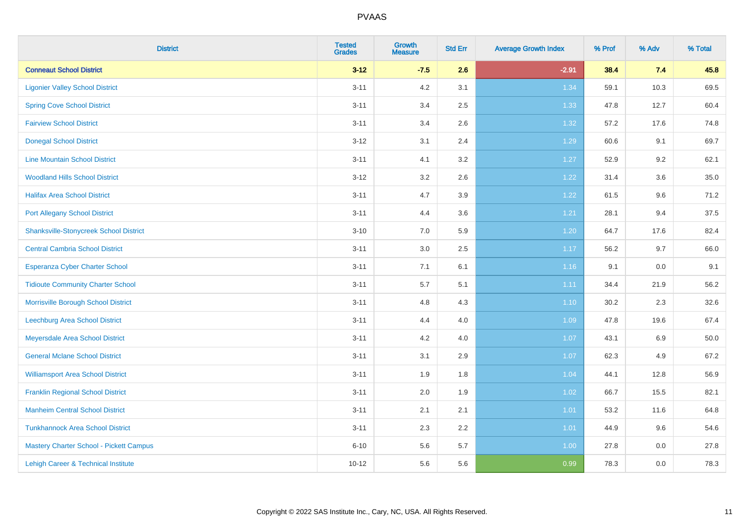| District | Tested Grades | Growth Measure | Std Err | Average Growth Index | % Prof | % Adv | % Total |
|---|---|---|---|---|---|---|---|
| **Conneaut School District** | **3-12** | **-7.5** | **2.6** | **-2.91** | **38.4** | **7.4** | **45.8** |
| Ligonier Valley School District | 3-11 | 4.2 | 3.1 | 1.34 | 59.1 | 10.3 | 69.5 |
| Spring Cove School District | 3-11 | 3.4 | 2.5 | 1.33 | 47.8 | 12.7 | 60.4 |
| Fairview School District | 3-11 | 3.4 | 2.6 | 1.32 | 57.2 | 17.6 | 74.8 |
| Donegal School District | 3-12 | 3.1 | 2.4 | 1.29 | 60.6 | 9.1 | 69.7 |
| Line Mountain School District | 3-11 | 4.1 | 3.2 | 1.27 | 52.9 | 9.2 | 62.1 |
| Woodland Hills School District | 3-12 | 3.2 | 2.6 | 1.22 | 31.4 | 3.6 | 35.0 |
| Halifax Area School District | 3-11 | 4.7 | 3.9 | 1.22 | 61.5 | 9.6 | 71.2 |
| Port Allegany School District | 3-11 | 4.4 | 3.6 | 1.21 | 28.1 | 9.4 | 37.5 |
| Shanksville-Stonycreek School District | 3-10 | 7.0 | 5.9 | 1.20 | 64.7 | 17.6 | 82.4 |
| Central Cambria School District | 3-11 | 3.0 | 2.5 | 1.17 | 56.2 | 9.7 | 66.0 |
| Esperanza Cyber Charter School | 3-11 | 7.1 | 6.1 | 1.16 | 9.1 | 0.0 | 9.1 |
| Tidioute Community Charter School | 3-11 | 5.7 | 5.1 | 1.11 | 34.4 | 21.9 | 56.2 |
| Morrisville Borough School District | 3-11 | 4.8 | 4.3 | 1.10 | 30.2 | 2.3 | 32.6 |
| Leechburg Area School District | 3-11 | 4.4 | 4.0 | 1.09 | 47.8 | 19.6 | 67.4 |
| Meyersdale Area School District | 3-11 | 4.2 | 4.0 | 1.07 | 43.1 | 6.9 | 50.0 |
| General Mclane School District | 3-11 | 3.1 | 2.9 | 1.07 | 62.3 | 4.9 | 67.2 |
| Williamsport Area School District | 3-11 | 1.9 | 1.8 | 1.04 | 44.1 | 12.8 | 56.9 |
| Franklin Regional School District | 3-11 | 2.0 | 1.9 | 1.02 | 66.7 | 15.5 | 82.1 |
| Manheim Central School District | 3-11 | 2.1 | 2.1 | 1.01 | 53.2 | 11.6 | 64.8 |
| Tunkhannock Area School District | 3-11 | 2.3 | 2.2 | 1.01 | 44.9 | 9.6 | 54.6 |
| Mastery Charter School - Pickett Campus | 6-10 | 5.6 | 5.7 | 1.00 | 27.8 | 0.0 | 27.8 |
| Lehigh Career & Technical Institute | 10-12 | 5.6 | 5.6 | 0.99 | 78.3 | 0.0 | 78.3 |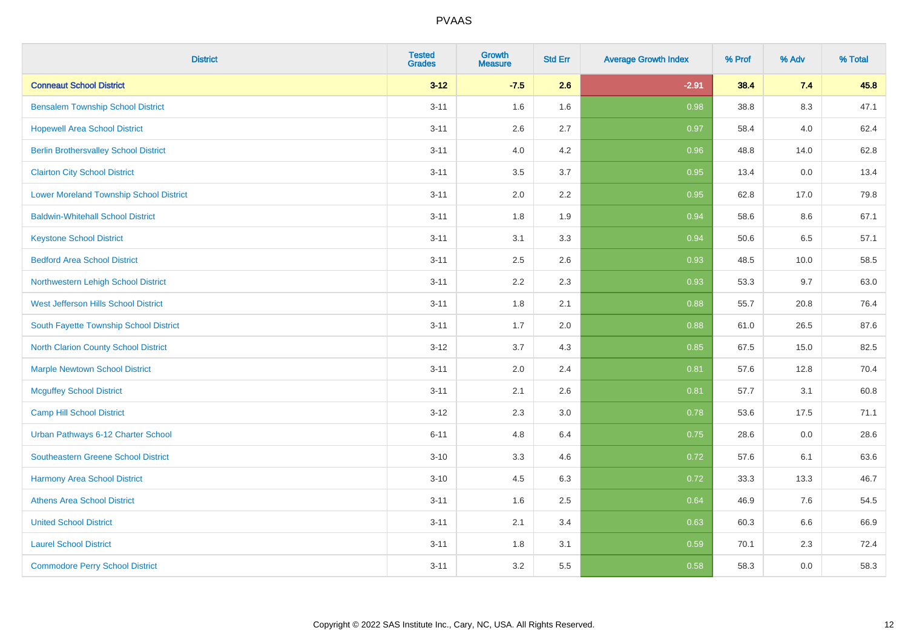# PVAAS

| District | Tested Grades | Growth Measure | Std Err | Average Growth Index | % Prof | % Adv | % Total |
|---|---|---|---|---|---|---|---|
| **Conneaut School District** | **3-12** | **-7.5** | **2.6** | **-2.91** | **38.4** | **7.4** | **45.8** |
| Bensalem Township School District | 3-11 | 1.6 | 1.6 | 0.98 | 38.8 | 8.3 | 47.1 |
| Hopewell Area School District | 3-11 | 2.6 | 2.7 | 0.97 | 58.4 | 4.0 | 62.4 |
| Berlin Brothersvalley School District | 3-11 | 4.0 | 4.2 | 0.96 | 48.8 | 14.0 | 62.8 |
| Clairton City School District | 3-11 | 3.5 | 3.7 | 0.95 | 13.4 | 0.0 | 13.4 |
| Lower Moreland Township School District | 3-11 | 2.0 | 2.2 | 0.95 | 62.8 | 17.0 | 79.8 |
| Baldwin-Whitehall School District | 3-11 | 1.8 | 1.9 | 0.94 | 58.6 | 8.6 | 67.1 |
| Keystone School District | 3-11 | 3.1 | 3.3 | 0.94 | 50.6 | 6.5 | 57.1 |
| Bedford Area School District | 3-11 | 2.5 | 2.6 | 0.93 | 48.5 | 10.0 | 58.5 |
| Northwestern Lehigh School District | 3-11 | 2.2 | 2.3 | 0.93 | 53.3 | 9.7 | 63.0 |
| West Jefferson Hills School District | 3-11 | 1.8 | 2.1 | 0.88 | 55.7 | 20.8 | 76.4 |
| South Fayette Township School District | 3-11 | 1.7 | 2.0 | 0.88 | 61.0 | 26.5 | 87.6 |
| North Clarion County School District | 3-12 | 3.7 | 4.3 | 0.85 | 67.5 | 15.0 | 82.5 |
| Marple Newtown School District | 3-11 | 2.0 | 2.4 | 0.81 | 57.6 | 12.8 | 70.4 |
| Mcguffey School District | 3-11 | 2.1 | 2.6 | 0.81 | 57.7 | 3.1 | 60.8 |
| Camp Hill School District | 3-12 | 2.3 | 3.0 | 0.78 | 53.6 | 17.5 | 71.1 |
| Urban Pathways 6-12 Charter School | 6-11 | 4.8 | 6.4 | 0.75 | 28.6 | 0.0 | 28.6 |
| Southeastern Greene School District | 3-10 | 3.3 | 4.6 | 0.72 | 57.6 | 6.1 | 63.6 |
| Harmony Area School District | 3-10 | 4.5 | 6.3 | 0.72 | 33.3 | 13.3 | 46.7 |
| Athens Area School District | 3-11 | 1.6 | 2.5 | 0.64 | 46.9 | 7.6 | 54.5 |
| United School District | 3-11 | 2.1 | 3.4 | 0.63 | 60.3 | 6.6 | 66.9 |
| Laurel School District | 3-11 | 1.8 | 3.1 | 0.59 | 70.1 | 2.3 | 72.4 |
| Commodore Perry School District | 3-11 | 3.2 | 5.5 | 0.58 | 58.3 | 0.0 | 58.3 |

Copyright © 2022 SAS Institute Inc., Cary, NC, USA. All Rights Reserved.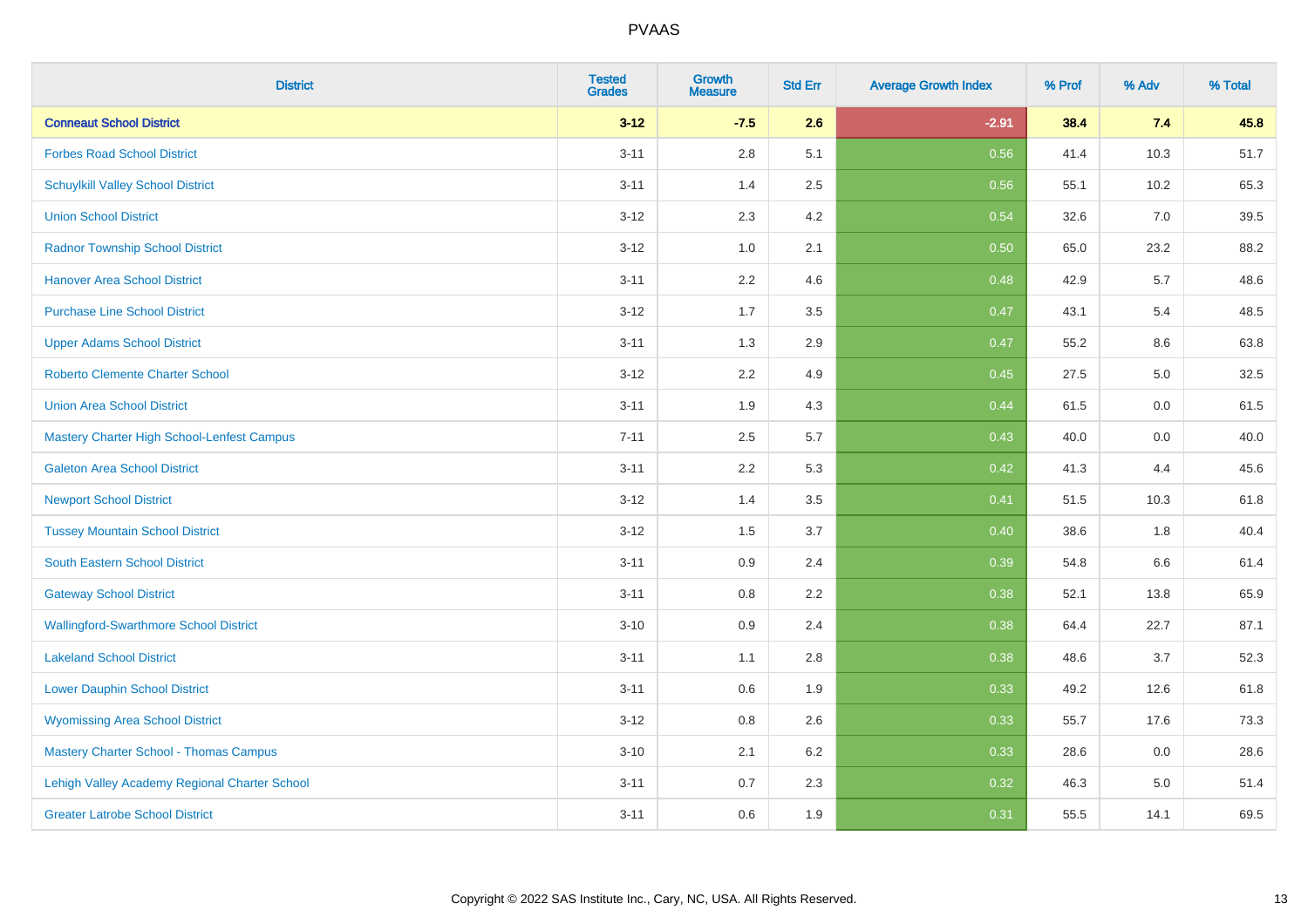| District | Tested Grades | Growth Measure | Std Err | Average Growth Index | % Prof | % Adv | % Total |
|---|---|---|---|---|---|---|---|
| **Conneaut School District** | **3-12** | **-7.5** | **2.6** | **-2.91** | **38.4** | **7.4** | **45.8** |
| Forbes Road School District | 3-11 | 2.8 | 5.1 | 0.56 | 41.4 | 10.3 | 51.7 |
| Schuylkill Valley School District | 3-11 | 1.4 | 2.5 | 0.56 | 55.1 | 10.2 | 65.3 |
| Union School District | 3-12 | 2.3 | 4.2 | 0.54 | 32.6 | 7.0 | 39.5 |
| Radnor Township School District | 3-12 | 1.0 | 2.1 | 0.50 | 65.0 | 23.2 | 88.2 |
| Hanover Area School District | 3-11 | 2.2 | 4.6 | 0.48 | 42.9 | 5.7 | 48.6 |
| Purchase Line School District | 3-12 | 1.7 | 3.5 | 0.47 | 43.1 | 5.4 | 48.5 |
| Upper Adams School District | 3-11 | 1.3 | 2.9 | 0.47 | 55.2 | 8.6 | 63.8 |
| Roberto Clemente Charter School | 3-12 | 2.2 | 4.9 | 0.45 | 27.5 | 5.0 | 32.5 |
| Union Area School District | 3-11 | 1.9 | 4.3 | 0.44 | 61.5 | 0.0 | 61.5 |
| Mastery Charter High School-Lenfest Campus | 7-11 | 2.5 | 5.7 | 0.43 | 40.0 | 0.0 | 40.0 |
| Galeton Area School District | 3-11 | 2.2 | 5.3 | 0.42 | 41.3 | 4.4 | 45.6 |
| Newport School District | 3-12 | 1.4 | 3.5 | 0.41 | 51.5 | 10.3 | 61.8 |
| Tussey Mountain School District | 3-12 | 1.5 | 3.7 | 0.40 | 38.6 | 1.8 | 40.4 |
| South Eastern School District | 3-11 | 0.9 | 2.4 | 0.39 | 54.8 | 6.6 | 61.4 |
| Gateway School District | 3-11 | 0.8 | 2.2 | 0.38 | 52.1 | 13.8 | 65.9 |
| Wallingford-Swarthmore School District | 3-10 | 0.9 | 2.4 | 0.38 | 64.4 | 22.7 | 87.1 |
| Lakeland School District | 3-11 | 1.1 | 2.8 | 0.38 | 48.6 | 3.7 | 52.3 |
| Lower Dauphin School District | 3-11 | 0.6 | 1.9 | 0.33 | 49.2 | 12.6 | 61.8 |
| Wyomissing Area School District | 3-12 | 0.8 | 2.6 | 0.33 | 55.7 | 17.6 | 73.3 |
| Mastery Charter School - Thomas Campus | 3-10 | 2.1 | 6.2 | 0.33 | 28.6 | 0.0 | 28.6 |
| Lehigh Valley Academy Regional Charter School | 3-11 | 0.7 | 2.3 | 0.32 | 46.3 | 5.0 | 51.4 |
| Greater Latrobe School District | 3-11 | 0.6 | 1.9 | 0.31 | 55.5 | 14.1 | 69.5 |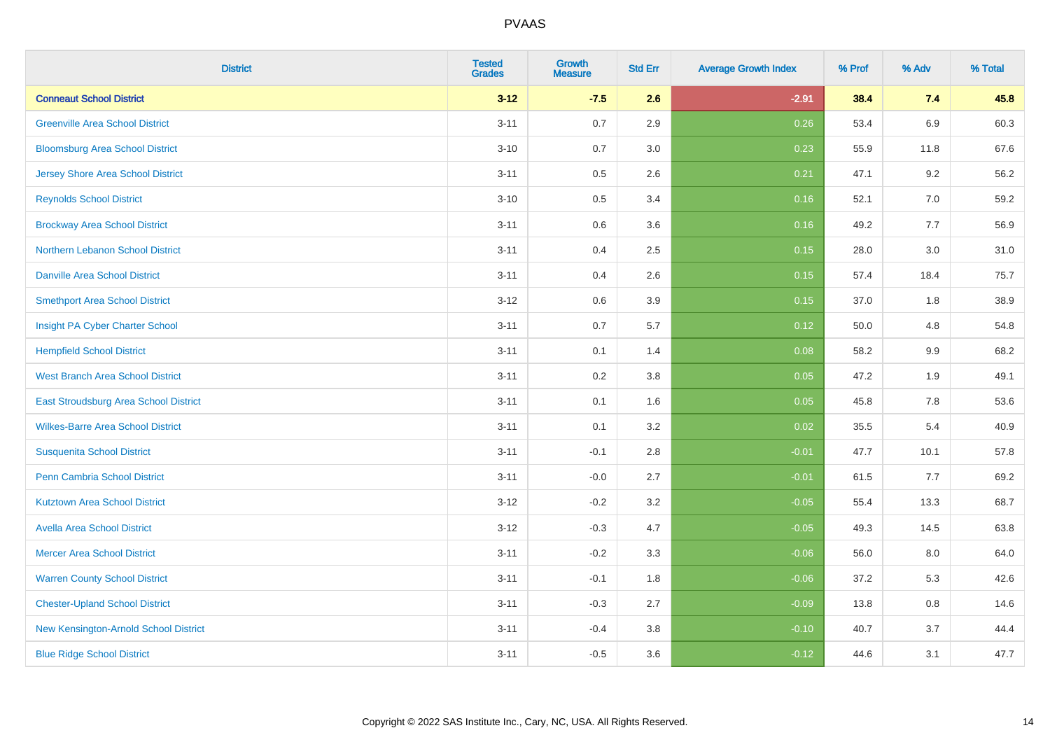# PVAAS

| District | Tested Grades | Growth Measure | Std Err | Average Growth Index | % Prof | % Adv | % Total |
|---|---|---|---|---|---|---|---|
| **Conneaut School District** | **3-12** | **-7.5** | **2.6** | **-2.91** | **38.4** | **7.4** | **45.8** |
| Greenville Area School District | 3-11 | 0.7 | 2.9 | 0.26 | 53.4 | 6.9 | 60.3 |
| Bloomsburg Area School District | 3-10 | 0.7 | 3.0 | 0.23 | 55.9 | 11.8 | 67.6 |
| Jersey Shore Area School District | 3-11 | 0.5 | 2.6 | 0.21 | 47.1 | 9.2 | 56.2 |
| Reynolds School District | 3-10 | 0.5 | 3.4 | 0.16 | 52.1 | 7.0 | 59.2 |
| Brockway Area School District | 3-11 | 0.6 | 3.6 | 0.16 | 49.2 | 7.7 | 56.9 |
| Northern Lebanon School District | 3-11 | 0.4 | 2.5 | 0.15 | 28.0 | 3.0 | 31.0 |
| Danville Area School District | 3-11 | 0.4 | 2.6 | 0.15 | 57.4 | 18.4 | 75.7 |
| Smethport Area School District | 3-12 | 0.6 | 3.9 | 0.15 | 37.0 | 1.8 | 38.9 |
| Insight PA Cyber Charter School | 3-11 | 0.7 | 5.7 | 0.12 | 50.0 | 4.8 | 54.8 |
| Hempfield School District | 3-11 | 0.1 | 1.4 | 0.08 | 58.2 | 9.9 | 68.2 |
| West Branch Area School District | 3-11 | 0.2 | 3.8 | 0.05 | 47.2 | 1.9 | 49.1 |
| East Stroudsburg Area School District | 3-11 | 0.1 | 1.6 | 0.05 | 45.8 | 7.8 | 53.6 |
| Wilkes-Barre Area School District | 3-11 | 0.1 | 3.2 | 0.02 | 35.5 | 5.4 | 40.9 |
| Susquenita School District | 3-11 | -0.1 | 2.8 | -0.01 | 47.7 | 10.1 | 57.8 |
| Penn Cambria School District | 3-11 | -0.0 | 2.7 | -0.01 | 61.5 | 7.7 | 69.2 |
| Kutztown Area School District | 3-12 | -0.2 | 3.2 | -0.05 | 55.4 | 13.3 | 68.7 |
| Avella Area School District | 3-12 | -0.3 | 4.7 | -0.05 | 49.3 | 14.5 | 63.8 |
| Mercer Area School District | 3-11 | -0.2 | 3.3 | -0.06 | 56.0 | 8.0 | 64.0 |
| Warren County School District | 3-11 | -0.1 | 1.8 | -0.06 | 37.2 | 5.3 | 42.6 |
| Chester-Upland School District | 3-11 | -0.3 | 2.7 | -0.09 | 13.8 | 0.8 | 14.6 |
| New Kensington-Arnold School District | 3-11 | -0.4 | 3.8 | -0.10 | 40.7 | 3.7 | 44.4 |
| Blue Ridge School District | 3-11 | -0.5 | 3.6 | -0.12 | 44.6 | 3.1 | 47.7 |

Copyright © 2022 SAS Institute Inc., Cary, NC, USA. All Rights Reserved.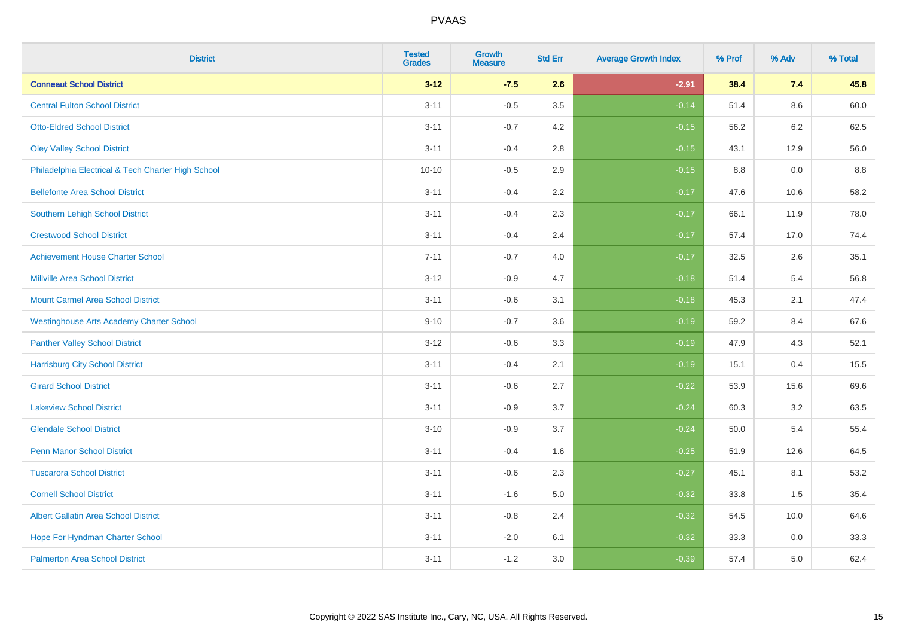| District | Tested Grades | Growth Measure | Std Err | Average Growth Index | % Prof | % Adv | % Total |
|---|---|---|---|---|---|---|---|
| **Conneaut School District** | **3-12** | **-7.5** | **2.6** | **-2.91** | **38.4** | **7.4** | **45.8** |
| Central Fulton School District | 3-11 | -0.5 | 3.5 | -0.14 | 51.4 | 8.6 | 60.0 |
| Otto-Eldred School District | 3-11 | -0.7 | 4.2 | -0.15 | 56.2 | 6.2 | 62.5 |
| Oley Valley School District | 3-11 | -0.4 | 2.8 | -0.15 | 43.1 | 12.9 | 56.0 |
| Philadelphia Electrical & Tech Charter High School | 10-10 | -0.5 | 2.9 | -0.15 | 8.8 | 0.0 | 8.8 |
| Bellefonte Area School District | 3-11 | -0.4 | 2.2 | -0.17 | 47.6 | 10.6 | 58.2 |
| Southern Lehigh School District | 3-11 | -0.4 | 2.3 | -0.17 | 66.1 | 11.9 | 78.0 |
| Crestwood School District | 3-11 | -0.4 | 2.4 | -0.17 | 57.4 | 17.0 | 74.4 |
| Achievement House Charter School | 7-11 | -0.7 | 4.0 | -0.17 | 32.5 | 2.6 | 35.1 |
| Millville Area School District | 3-12 | -0.9 | 4.7 | -0.18 | 51.4 | 5.4 | 56.8 |
| Mount Carmel Area School District | 3-11 | -0.6 | 3.1 | -0.18 | 45.3 | 2.1 | 47.4 |
| Westinghouse Arts Academy Charter School | 9-10 | -0.7 | 3.6 | -0.19 | 59.2 | 8.4 | 67.6 |
| Panther Valley School District | 3-12 | -0.6 | 3.3 | -0.19 | 47.9 | 4.3 | 52.1 |
| Harrisburg City School District | 3-11 | -0.4 | 2.1 | -0.19 | 15.1 | 0.4 | 15.5 |
| Girard School District | 3-11 | -0.6 | 2.7 | -0.22 | 53.9 | 15.6 | 69.6 |
| Lakeview School District | 3-11 | -0.9 | 3.7 | -0.24 | 60.3 | 3.2 | 63.5 |
| Glendale School District | 3-10 | -0.9 | 3.7 | -0.24 | 50.0 | 5.4 | 55.4 |
| Penn Manor School District | 3-11 | -0.4 | 1.6 | -0.25 | 51.9 | 12.6 | 64.5 |
| Tuscarora School District | 3-11 | -0.6 | 2.3 | -0.27 | 45.1 | 8.1 | 53.2 |
| Cornell School District | 3-11 | -1.6 | 5.0 | -0.32 | 33.8 | 1.5 | 35.4 |
| Albert Gallatin Area School District | 3-11 | -0.8 | 2.4 | -0.32 | 54.5 | 10.0 | 64.6 |
| Hope For Hyndman Charter School | 3-11 | -2.0 | 6.1 | -0.32 | 33.3 | 0.0 | 33.3 |
| Palmerton Area School District | 3-11 | -1.2 | 3.0 | -0.39 | 57.4 | 5.0 | 62.4 |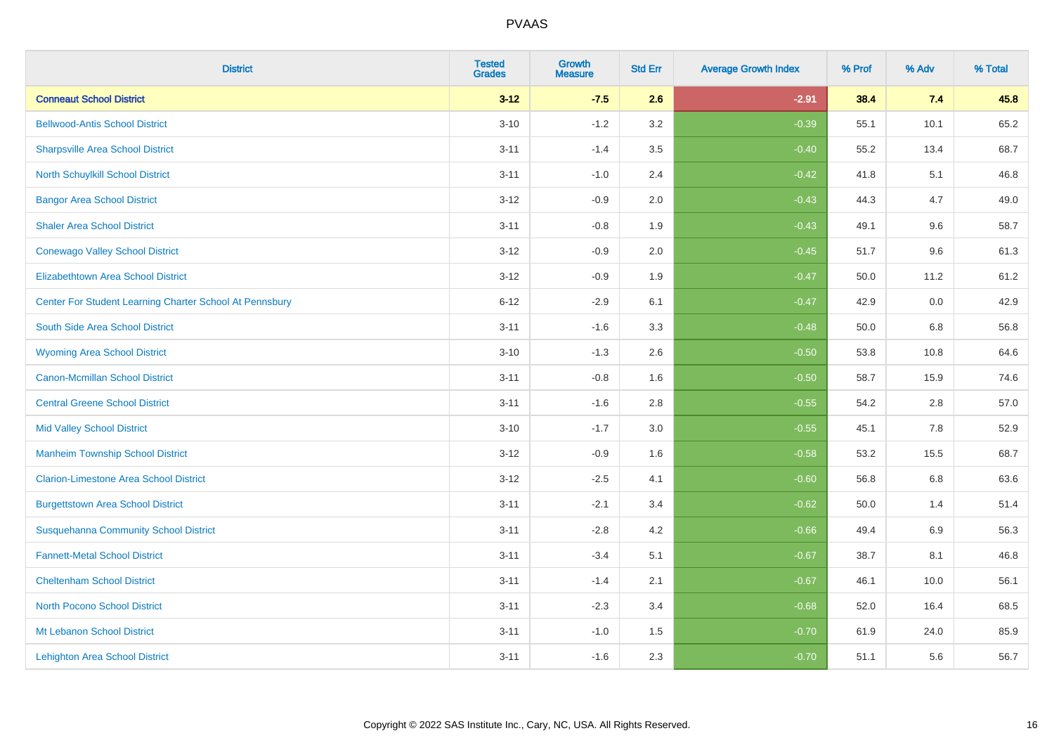# PVAAS

| District | Tested Grades | Growth Measure | Std Err | Average Growth Index | % Prof | % Adv | % Total |
|---|---|---|---|---|---|---|---|
| **Conneaut School District** | **3-12** | **-7.5** | **2.6** | **-2.91** | **38.4** | **7.4** | **45.8** |
| Bellwood-Antis School District | 3-10 | -1.2 | 3.2 | -0.39 | 55.1 | 10.1 | 65.2 |
| Sharpsville Area School District | 3-11 | -1.4 | 3.5 | -0.40 | 55.2 | 13.4 | 68.7 |
| North Schuylkill School District | 3-11 | -1.0 | 2.4 | -0.42 | 41.8 | 5.1 | 46.8 |
| Bangor Area School District | 3-12 | -0.9 | 2.0 | -0.43 | 44.3 | 4.7 | 49.0 |
| Shaler Area School District | 3-11 | -0.8 | 1.9 | -0.43 | 49.1 | 9.6 | 58.7 |
| Conewago Valley School District | 3-12 | -0.9 | 2.0 | -0.45 | 51.7 | 9.6 | 61.3 |
| Elizabethtown Area School District | 3-12 | -0.9 | 1.9 | -0.47 | 50.0 | 11.2 | 61.2 |
| Center For Student Learning Charter School At Pennsbury | 6-12 | -2.9 | 6.1 | -0.47 | 42.9 | 0.0 | 42.9 |
| South Side Area School District | 3-11 | -1.6 | 3.3 | -0.48 | 50.0 | 6.8 | 56.8 |
| Wyoming Area School District | 3-10 | -1.3 | 2.6 | -0.50 | 53.8 | 10.8 | 64.6 |
| Canon-Mcmillan School District | 3-11 | -0.8 | 1.6 | -0.50 | 58.7 | 15.9 | 74.6 |
| Central Greene School District | 3-11 | -1.6 | 2.8 | -0.55 | 54.2 | 2.8 | 57.0 |
| Mid Valley School District | 3-10 | -1.7 | 3.0 | -0.55 | 45.1 | 7.8 | 52.9 |
| Manheim Township School District | 3-12 | -0.9 | 1.6 | -0.58 | 53.2 | 15.5 | 68.7 |
| Clarion-Limestone Area School District | 3-12 | -2.5 | 4.1 | -0.60 | 56.8 | 6.8 | 63.6 |
| Burgettstown Area School District | 3-11 | -2.1 | 3.4 | -0.62 | 50.0 | 1.4 | 51.4 |
| Susquehanna Community School District | 3-11 | -2.8 | 4.2 | -0.66 | 49.4 | 6.9 | 56.3 |
| Fannett-Metal School District | 3-11 | -3.4 | 5.1 | -0.67 | 38.7 | 8.1 | 46.8 |
| Cheltenham School District | 3-11 | -1.4 | 2.1 | -0.67 | 46.1 | 10.0 | 56.1 |
| North Pocono School District | 3-11 | -2.3 | 3.4 | -0.68 | 52.0 | 16.4 | 68.5 |
| Mt Lebanon School District | 3-11 | -1.0 | 1.5 | -0.70 | 61.9 | 24.0 | 85.9 |
| Lehighton Area School District | 3-11 | -1.6 | 2.3 | -0.70 | 51.1 | 5.6 | 56.7 |

Copyright © 2022 SAS Institute Inc., Cary, NC, USA. All Rights Reserved.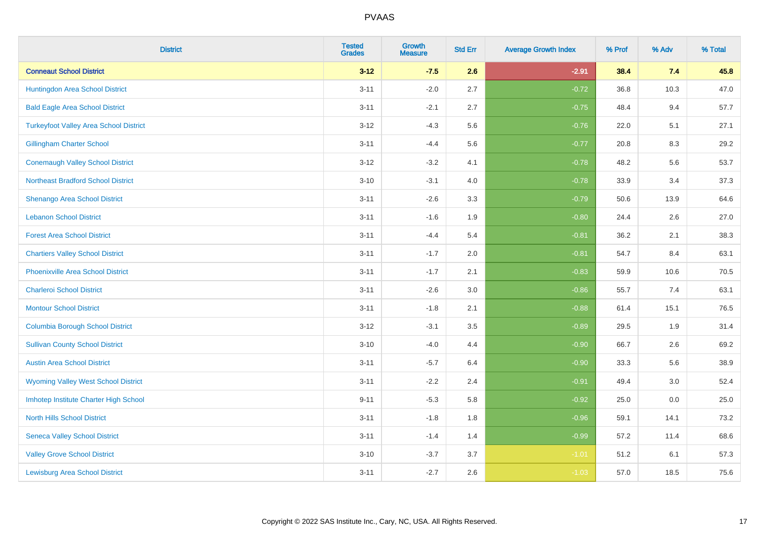# PVAAS

| District | Tested Grades | Growth Measure | Std Err | Average Growth Index | % Prof | % Adv | % Total |
|---|---|---|---|---|---|---|---|
| **Conneaut School District** | **3-12** | **-7.5** | **2.6** | **-2.91** | **38.4** | **7.4** | **45.8** |
| Huntingdon Area School District | 3-11 | -2.0 | 2.7 | -0.72 | 36.8 | 10.3 | 47.0 |
| Bald Eagle Area School District | 3-11 | -2.1 | 2.7 | -0.75 | 48.4 | 9.4 | 57.7 |
| Turkeyfoot Valley Area School District | 3-12 | -4.3 | 5.6 | -0.76 | 22.0 | 5.1 | 27.1 |
| Gillingham Charter School | 3-11 | -4.4 | 5.6 | -0.77 | 20.8 | 8.3 | 29.2 |
| Conemaugh Valley School District | 3-12 | -3.2 | 4.1 | -0.78 | 48.2 | 5.6 | 53.7 |
| Northeast Bradford School District | 3-10 | -3.1 | 4.0 | -0.78 | 33.9 | 3.4 | 37.3 |
| Shenango Area School District | 3-11 | -2.6 | 3.3 | -0.79 | 50.6 | 13.9 | 64.6 |
| Lebanon School District | 3-11 | -1.6 | 1.9 | -0.80 | 24.4 | 2.6 | 27.0 |
| Forest Area School District | 3-11 | -4.4 | 5.4 | -0.81 | 36.2 | 2.1 | 38.3 |
| Chartiers Valley School District | 3-11 | -1.7 | 2.0 | -0.81 | 54.7 | 8.4 | 63.1 |
| Phoenixville Area School District | 3-11 | -1.7 | 2.1 | -0.83 | 59.9 | 10.6 | 70.5 |
| Charleroi School District | 3-11 | -2.6 | 3.0 | -0.86 | 55.7 | 7.4 | 63.1 |
| Montour School District | 3-11 | -1.8 | 2.1 | -0.88 | 61.4 | 15.1 | 76.5 |
| Columbia Borough School District | 3-12 | -3.1 | 3.5 | -0.89 | 29.5 | 1.9 | 31.4 |
| Sullivan County School District | 3-10 | -4.0 | 4.4 | -0.90 | 66.7 | 2.6 | 69.2 |
| Austin Area School District | 3-11 | -5.7 | 6.4 | -0.90 | 33.3 | 5.6 | 38.9 |
| Wyoming Valley West School District | 3-11 | -2.2 | 2.4 | -0.91 | 49.4 | 3.0 | 52.4 |
| Imhotep Institute Charter High School | 9-11 | -5.3 | 5.8 | -0.92 | 25.0 | 0.0 | 25.0 |
| North Hills School District | 3-11 | -1.8 | 1.8 | -0.96 | 59.1 | 14.1 | 73.2 |
| Seneca Valley School District | 3-11 | -1.4 | 1.4 | -0.99 | 57.2 | 11.4 | 68.6 |
| Valley Grove School District | 3-10 | -3.7 | 3.7 | -1.01 | 51.2 | 6.1 | 57.3 |
| Lewisburg Area School District | 3-11 | -2.7 | 2.6 | -1.03 | 57.0 | 18.5 | 75.6 |

Copyright © 2022 SAS Institute Inc., Cary, NC, USA. All Rights Reserved.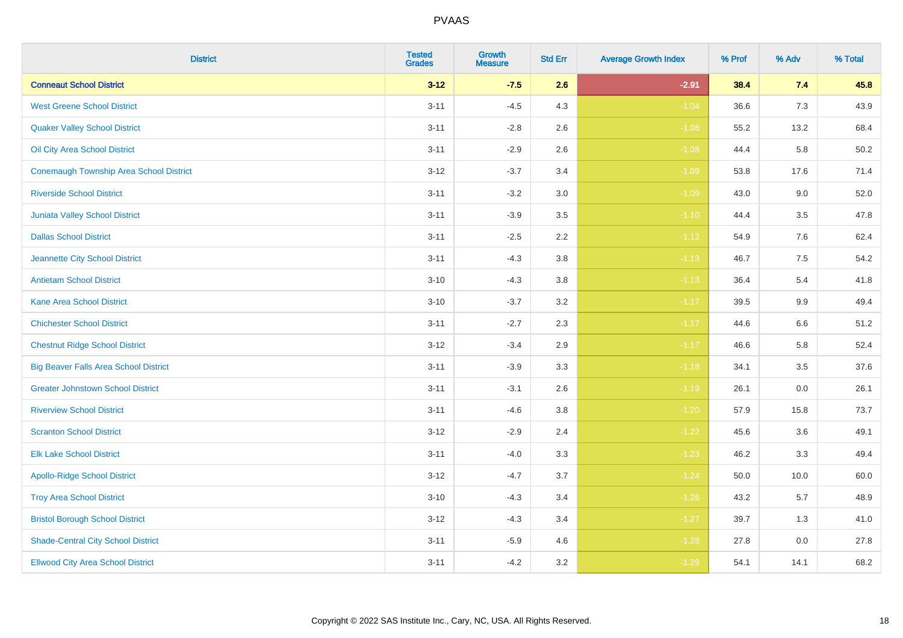| District | Tested Grades | Growth Measure | Std Err | Average Growth Index | % Prof | % Adv | % Total |
|---|---|---|---|---|---|---|---|
| **Conneaut School District** | **3-12** | **-7.5** | **2.6** | **-2.91** | **38.4** | **7.4** | **45.8** |
| West Greene School District | 3-11 | -4.5 | 4.3 | -1.04 | 36.6 | 7.3 | 43.9 |
| Quaker Valley School District | 3-11 | -2.8 | 2.6 | -1.08 | 55.2 | 13.2 | 68.4 |
| Oil City Area School District | 3-11 | -2.9 | 2.6 | -1.08 | 44.4 | 5.8 | 50.2 |
| Conemaugh Township Area School District | 3-12 | -3.7 | 3.4 | -1.09 | 53.8 | 17.6 | 71.4 |
| Riverside School District | 3-11 | -3.2 | 3.0 | -1.09 | 43.0 | 9.0 | 52.0 |
| Juniata Valley School District | 3-11 | -3.9 | 3.5 | -1.10 | 44.4 | 3.5 | 47.8 |
| Dallas School District | 3-11 | -2.5 | 2.2 | -1.12 | 54.9 | 7.6 | 62.4 |
| Jeannette City School District | 3-11 | -4.3 | 3.8 | -1.13 | 46.7 | 7.5 | 54.2 |
| Antietam School District | 3-10 | -4.3 | 3.8 | -1.13 | 36.4 | 5.4 | 41.8 |
| Kane Area School District | 3-10 | -3.7 | 3.2 | -1.17 | 39.5 | 9.9 | 49.4 |
| Chichester School District | 3-11 | -2.7 | 2.3 | -1.17 | 44.6 | 6.6 | 51.2 |
| Chestnut Ridge School District | 3-12 | -3.4 | 2.9 | -1.17 | 46.6 | 5.8 | 52.4 |
| Big Beaver Falls Area School District | 3-11 | -3.9 | 3.3 | -1.18 | 34.1 | 3.5 | 37.6 |
| Greater Johnstown School District | 3-11 | -3.1 | 2.6 | -1.19 | 26.1 | 0.0 | 26.1 |
| Riverview School District | 3-11 | -4.6 | 3.8 | -1.20 | 57.9 | 15.8 | 73.7 |
| Scranton School District | 3-12 | -2.9 | 2.4 | -1.22 | 45.6 | 3.6 | 49.1 |
| Elk Lake School District | 3-11 | -4.0 | 3.3 | -1.23 | 46.2 | 3.3 | 49.4 |
| Apollo-Ridge School District | 3-12 | -4.7 | 3.7 | -1.24 | 50.0 | 10.0 | 60.0 |
| Troy Area School District | 3-10 | -4.3 | 3.4 | -1.26 | 43.2 | 5.7 | 48.9 |
| Bristol Borough School District | 3-12 | -4.3 | 3.4 | -1.27 | 39.7 | 1.3 | 41.0 |
| Shade-Central City School District | 3-11 | -5.9 | 4.6 | -1.28 | 27.8 | 0.0 | 27.8 |
| Ellwood City Area School District | 3-11 | -4.2 | 3.2 | -1.29 | 54.1 | 14.1 | 68.2 |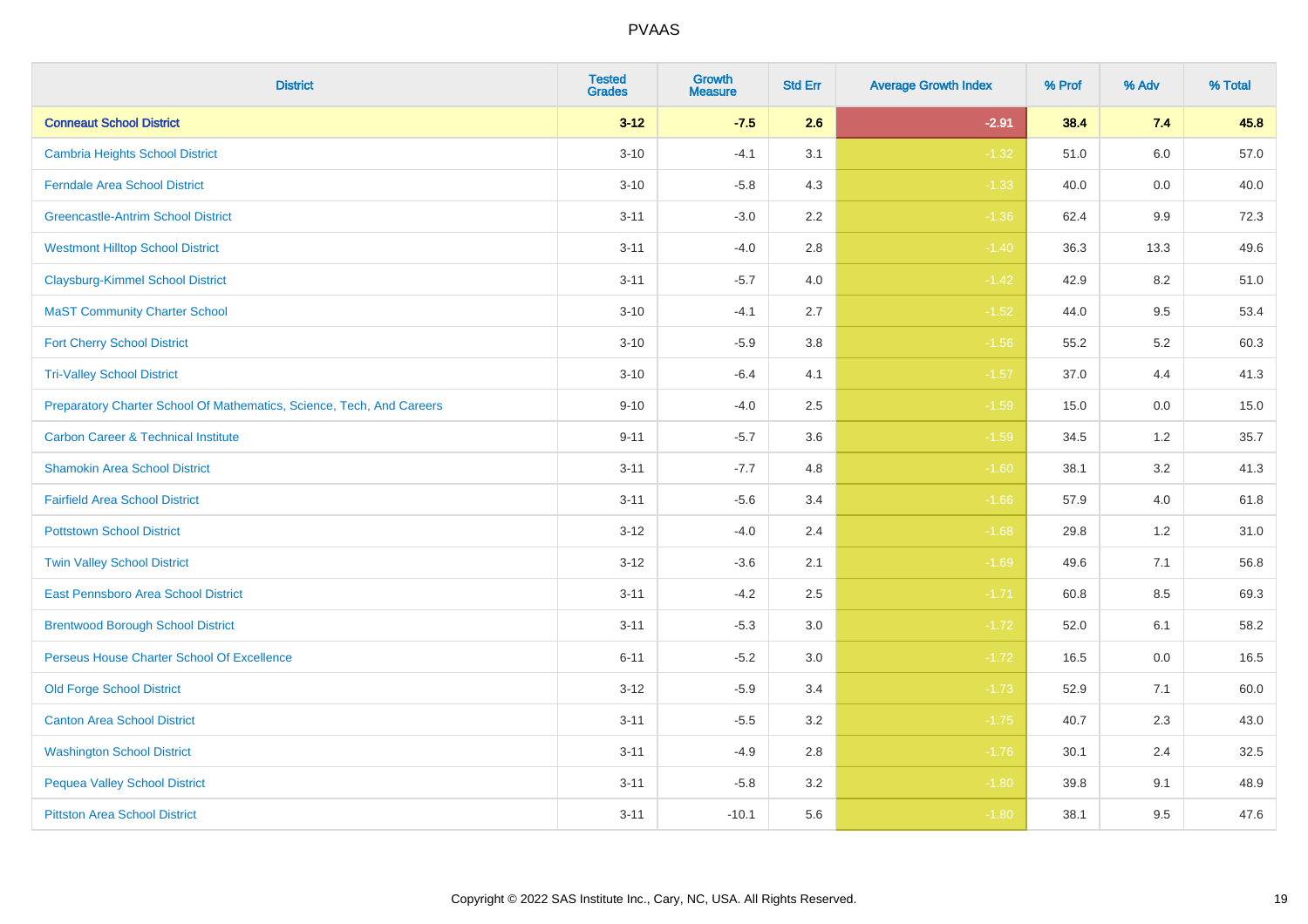# PVAAS

| District | Tested Grades | Growth Measure | Std Err | Average Growth Index | % Prof | % Adv | % Total |
|---|---|---|---|---|---|---|---|
| **Conneaut School District** | **3-12** | **-7.5** | **2.6** | **-2.91** | **38.4** | **7.4** | **45.8** |
| Cambria Heights School District | 3-10 | -4.1 | 3.1 | -1.32 | 51.0 | 6.0 | 57.0 |
| Ferndale Area School District | 3-10 | -5.8 | 4.3 | -1.33 | 40.0 | 0.0 | 40.0 |
| Greencastle-Antrim School District | 3-11 | -3.0 | 2.2 | -1.36 | 62.4 | 9.9 | 72.3 |
| Westmont Hilltop School District | 3-11 | -4.0 | 2.8 | -1.40 | 36.3 | 13.3 | 49.6 |
| Claysburg-Kimmel School District | 3-11 | -5.7 | 4.0 | -1.42 | 42.9 | 8.2 | 51.0 |
| MaST Community Charter School | 3-10 | -4.1 | 2.7 | -1.52 | 44.0 | 9.5 | 53.4 |
| Fort Cherry School District | 3-10 | -5.9 | 3.8 | -1.56 | 55.2 | 5.2 | 60.3 |
| Tri-Valley School District | 3-10 | -6.4 | 4.1 | -1.57 | 37.0 | 4.4 | 41.3 |
| Preparatory Charter School Of Mathematics, Science, Tech, And Careers | 9-10 | -4.0 | 2.5 | -1.59 | 15.0 | 0.0 | 15.0 |
| Carbon Career & Technical Institute | 9-11 | -5.7 | 3.6 | -1.59 | 34.5 | 1.2 | 35.7 |
| Shamokin Area School District | 3-11 | -7.7 | 4.8 | -1.60 | 38.1 | 3.2 | 41.3 |
| Fairfield Area School District | 3-11 | -5.6 | 3.4 | -1.66 | 57.9 | 4.0 | 61.8 |
| Pottstown School District | 3-12 | -4.0 | 2.4 | -1.68 | 29.8 | 1.2 | 31.0 |
| Twin Valley School District | 3-12 | -3.6 | 2.1 | -1.69 | 49.6 | 7.1 | 56.8 |
| East Pennsboro Area School District | 3-11 | -4.2 | 2.5 | -1.71 | 60.8 | 8.5 | 69.3 |
| Brentwood Borough School District | 3-11 | -5.3 | 3.0 | -1.72 | 52.0 | 6.1 | 58.2 |
| Perseus House Charter School Of Excellence | 6-11 | -5.2 | 3.0 | -1.72 | 16.5 | 0.0 | 16.5 |
| Old Forge School District | 3-12 | -5.9 | 3.4 | -1.73 | 52.9 | 7.1 | 60.0 |
| Canton Area School District | 3-11 | -5.5 | 3.2 | -1.75 | 40.7 | 2.3 | 43.0 |
| Washington School District | 3-11 | -4.9 | 2.8 | -1.76 | 30.1 | 2.4 | 32.5 |
| Pequea Valley School District | 3-11 | -5.8 | 3.2 | -1.80 | 39.8 | 9.1 | 48.9 |
| Pittston Area School District | 3-11 | -10.1 | 5.6 | -1.80 | 38.1 | 9.5 | 47.6 |

Copyright © 2022 SAS Institute Inc., Cary, NC, USA. All Rights Reserved.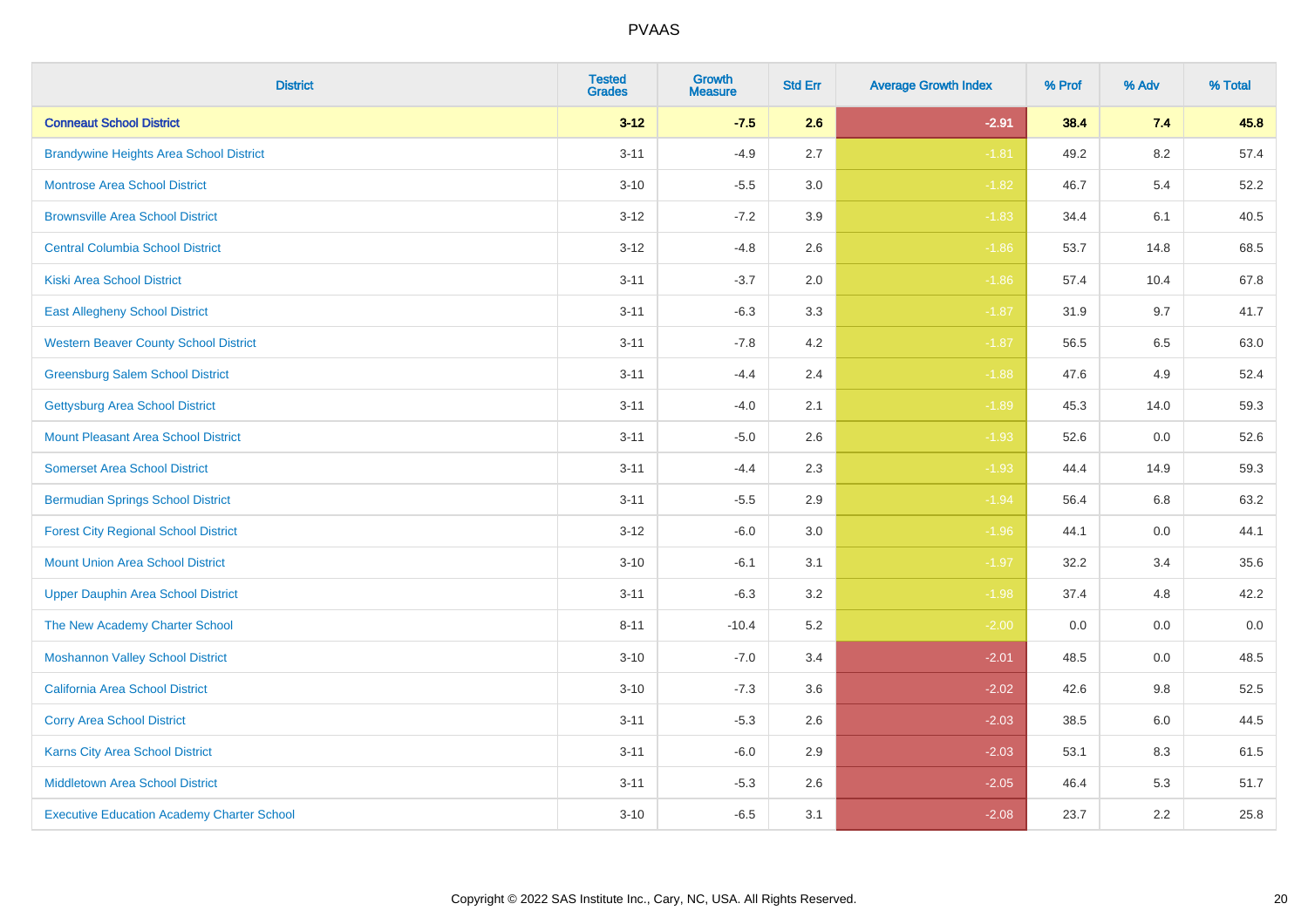| District | Tested Grades | Growth Measure | Std Err | Average Growth Index | % Prof | % Adv | % Total |
|---|---|---|---|---|---|---|---|
| **Conneaut School District** | **3-12** | **-7.5** | **2.6** | **-2.91** | **38.4** | **7.4** | **45.8** |
| Brandywine Heights Area School District | 3-11 | -4.9 | 2.7 | -1.81 | 49.2 | 8.2 | 57.4 |
| Montrose Area School District | 3-10 | -5.5 | 3.0 | -1.82 | 46.7 | 5.4 | 52.2 |
| Brownsville Area School District | 3-12 | -7.2 | 3.9 | -1.83 | 34.4 | 6.1 | 40.5 |
| Central Columbia School District | 3-12 | -4.8 | 2.6 | -1.86 | 53.7 | 14.8 | 68.5 |
| Kiski Area School District | 3-11 | -3.7 | 2.0 | -1.86 | 57.4 | 10.4 | 67.8 |
| East Allegheny School District | 3-11 | -6.3 | 3.3 | -1.87 | 31.9 | 9.7 | 41.7 |
| Western Beaver County School District | 3-11 | -7.8 | 4.2 | -1.87 | 56.5 | 6.5 | 63.0 |
| Greensburg Salem School District | 3-11 | -4.4 | 2.4 | -1.88 | 47.6 | 4.9 | 52.4 |
| Gettysburg Area School District | 3-11 | -4.0 | 2.1 | -1.89 | 45.3 | 14.0 | 59.3 |
| Mount Pleasant Area School District | 3-11 | -5.0 | 2.6 | -1.93 | 52.6 | 0.0 | 52.6 |
| Somerset Area School District | 3-11 | -4.4 | 2.3 | -1.93 | 44.4 | 14.9 | 59.3 |
| Bermudian Springs School District | 3-11 | -5.5 | 2.9 | -1.94 | 56.4 | 6.8 | 63.2 |
| Forest City Regional School District | 3-12 | -6.0 | 3.0 | -1.96 | 44.1 | 0.0 | 44.1 |
| Mount Union Area School District | 3-10 | -6.1 | 3.1 | -1.97 | 32.2 | 3.4 | 35.6 |
| Upper Dauphin Area School District | 3-11 | -6.3 | 3.2 | -1.98 | 37.4 | 4.8 | 42.2 |
| The New Academy Charter School | 8-11 | -10.4 | 5.2 | -2.00 | 0.0 | 0.0 | 0.0 |
| Moshannon Valley School District | 3-10 | -7.0 | 3.4 | -2.01 | 48.5 | 0.0 | 48.5 |
| California Area School District | 3-10 | -7.3 | 3.6 | -2.02 | 42.6 | 9.8 | 52.5 |
| Corry Area School District | 3-11 | -5.3 | 2.6 | -2.03 | 38.5 | 6.0 | 44.5 |
| Karns City Area School District | 3-11 | -6.0 | 2.9 | -2.03 | 53.1 | 8.3 | 61.5 |
| Middletown Area School District | 3-11 | -5.3 | 2.6 | -2.05 | 46.4 | 5.3 | 51.7 |
| Executive Education Academy Charter School | 3-10 | -6.5 | 3.1 | -2.08 | 23.7 | 2.2 | 25.8 |

Copyright © 2022 SAS Institute Inc., Cary, NC, USA. All Rights Reserved.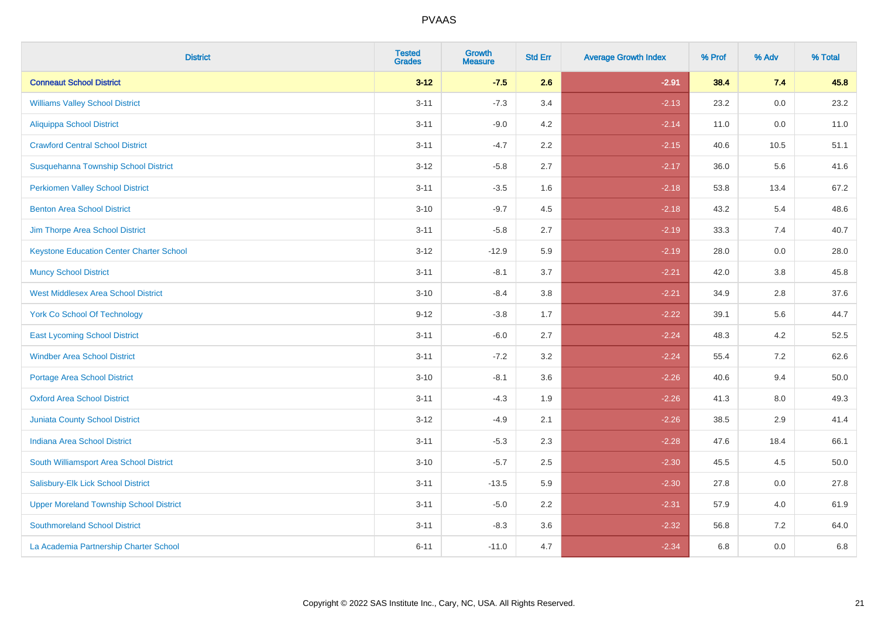# PVAAS

| District | Tested Grades | Growth Measure | Std Err | Average Growth Index | % Prof | % Adv | % Total |
|---|---|---|---|---|---|---|---|
| **Conneaut School District** | **3-12** | **-7.5** | **2.6** | **-2.91** | **38.4** | **7.4** | **45.8** |
| Williams Valley School District | 3-11 | -7.3 | 3.4 | -2.13 | 23.2 | 0.0 | 23.2 |
| Aliquippa School District | 3-11 | -9.0 | 4.2 | -2.14 | 11.0 | 0.0 | 11.0 |
| Crawford Central School District | 3-11 | -4.7 | 2.2 | -2.15 | 40.6 | 10.5 | 51.1 |
| Susquehanna Township School District | 3-12 | -5.8 | 2.7 | -2.17 | 36.0 | 5.6 | 41.6 |
| Perkiomen Valley School District | 3-11 | -3.5 | 1.6 | -2.18 | 53.8 | 13.4 | 67.2 |
| Benton Area School District | 3-10 | -9.7 | 4.5 | -2.18 | 43.2 | 5.4 | 48.6 |
| Jim Thorpe Area School District | 3-11 | -5.8 | 2.7 | -2.19 | 33.3 | 7.4 | 40.7 |
| Keystone Education Center Charter School | 3-12 | -12.9 | 5.9 | -2.19 | 28.0 | 0.0 | 28.0 |
| Muncy School District | 3-11 | -8.1 | 3.7 | -2.21 | 42.0 | 3.8 | 45.8 |
| West Middlesex Area School District | 3-10 | -8.4 | 3.8 | -2.21 | 34.9 | 2.8 | 37.6 |
| York Co School Of Technology | 9-12 | -3.8 | 1.7 | -2.22 | 39.1 | 5.6 | 44.7 |
| East Lycoming School District | 3-11 | -6.0 | 2.7 | -2.24 | 48.3 | 4.2 | 52.5 |
| Windber Area School District | 3-11 | -7.2 | 3.2 | -2.24 | 55.4 | 7.2 | 62.6 |
| Portage Area School District | 3-10 | -8.1 | 3.6 | -2.26 | 40.6 | 9.4 | 50.0 |
| Oxford Area School District | 3-11 | -4.3 | 1.9 | -2.26 | 41.3 | 8.0 | 49.3 |
| Juniata County School District | 3-12 | -4.9 | 2.1 | -2.26 | 38.5 | 2.9 | 41.4 |
| Indiana Area School District | 3-11 | -5.3 | 2.3 | -2.28 | 47.6 | 18.4 | 66.1 |
| South Williamsport Area School District | 3-10 | -5.7 | 2.5 | -2.30 | 45.5 | 4.5 | 50.0 |
| Salisbury-Elk Lick School District | 3-11 | -13.5 | 5.9 | -2.30 | 27.8 | 0.0 | 27.8 |
| Upper Moreland Township School District | 3-11 | -5.0 | 2.2 | -2.31 | 57.9 | 4.0 | 61.9 |
| Southmoreland School District | 3-11 | -8.3 | 3.6 | -2.32 | 56.8 | 7.2 | 64.0 |
| La Academia Partnership Charter School | 6-11 | -11.0 | 4.7 | -2.34 | 6.8 | 0.0 | 6.8 |

Copyright © 2022 SAS Institute Inc., Cary, NC, USA. All Rights Reserved.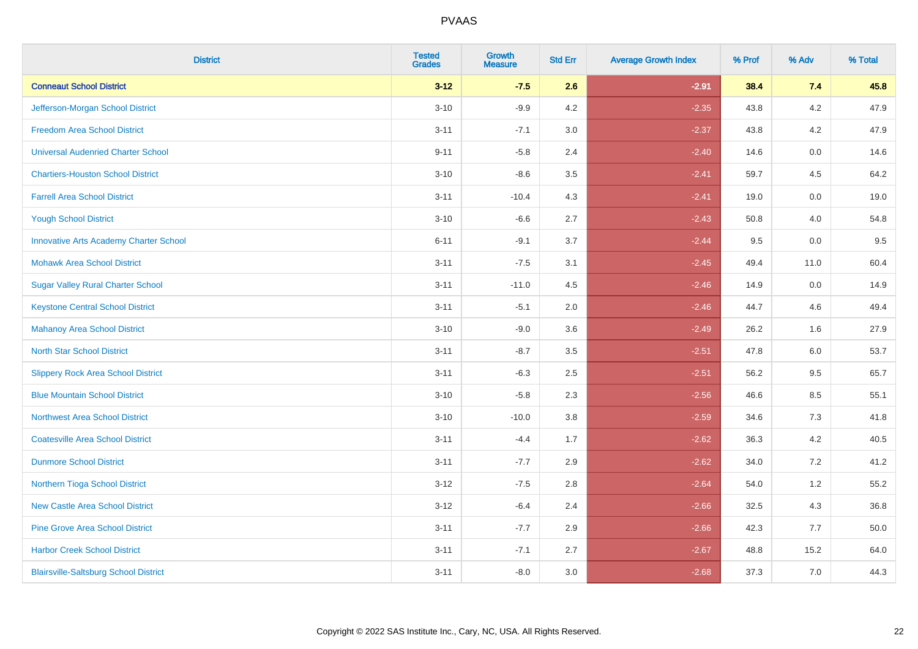| District | Tested Grades | Growth Measure | Std Err | Average Growth Index | % Prof | % Adv | % Total |
|---|---|---|---|---|---|---|---|
| **Conneaut School District** | **3-12** | **-7.5** | **2.6** | **-2.91** | **38.4** | **7.4** | **45.8** |
| Jefferson-Morgan School District | 3-10 | -9.9 | 4.2 | -2.35 | 43.8 | 4.2 | 47.9 |
| Freedom Area School District | 3-11 | -7.1 | 3.0 | -2.37 | 43.8 | 4.2 | 47.9 |
| Universal Audenried Charter School | 9-11 | -5.8 | 2.4 | -2.40 | 14.6 | 0.0 | 14.6 |
| Chartiers-Houston School District | 3-10 | -8.6 | 3.5 | -2.41 | 59.7 | 4.5 | 64.2 |
| Farrell Area School District | 3-11 | -10.4 | 4.3 | -2.41 | 19.0 | 0.0 | 19.0 |
| Yough School District | 3-10 | -6.6 | 2.7 | -2.43 | 50.8 | 4.0 | 54.8 |
| Innovative Arts Academy Charter School | 6-11 | -9.1 | 3.7 | -2.44 | 9.5 | 0.0 | 9.5 |
| Mohawk Area School District | 3-11 | -7.5 | 3.1 | -2.45 | 49.4 | 11.0 | 60.4 |
| Sugar Valley Rural Charter School | 3-11 | -11.0 | 4.5 | -2.46 | 14.9 | 0.0 | 14.9 |
| Keystone Central School District | 3-11 | -5.1 | 2.0 | -2.46 | 44.7 | 4.6 | 49.4 |
| Mahanoy Area School District | 3-10 | -9.0 | 3.6 | -2.49 | 26.2 | 1.6 | 27.9 |
| North Star School District | 3-11 | -8.7 | 3.5 | -2.51 | 47.8 | 6.0 | 53.7 |
| Slippery Rock Area School District | 3-11 | -6.3 | 2.5 | -2.51 | 56.2 | 9.5 | 65.7 |
| Blue Mountain School District | 3-10 | -5.8 | 2.3 | -2.56 | 46.6 | 8.5 | 55.1 |
| Northwest Area School District | 3-10 | -10.0 | 3.8 | -2.59 | 34.6 | 7.3 | 41.8 |
| Coatesville Area School District | 3-11 | -4.4 | 1.7 | -2.62 | 36.3 | 4.2 | 40.5 |
| Dunmore School District | 3-11 | -7.7 | 2.9 | -2.62 | 34.0 | 7.2 | 41.2 |
| Northern Tioga School District | 3-12 | -7.5 | 2.8 | -2.64 | 54.0 | 1.2 | 55.2 |
| New Castle Area School District | 3-12 | -6.4 | 2.4 | -2.66 | 32.5 | 4.3 | 36.8 |
| Pine Grove Area School District | 3-11 | -7.7 | 2.9 | -2.66 | 42.3 | 7.7 | 50.0 |
| Harbor Creek School District | 3-11 | -7.1 | 2.7 | -2.67 | 48.8 | 15.2 | 64.0 |
| Blairsville-Saltsburg School District | 3-11 | -8.0 | 3.0 | -2.68 | 37.3 | 7.0 | 44.3 |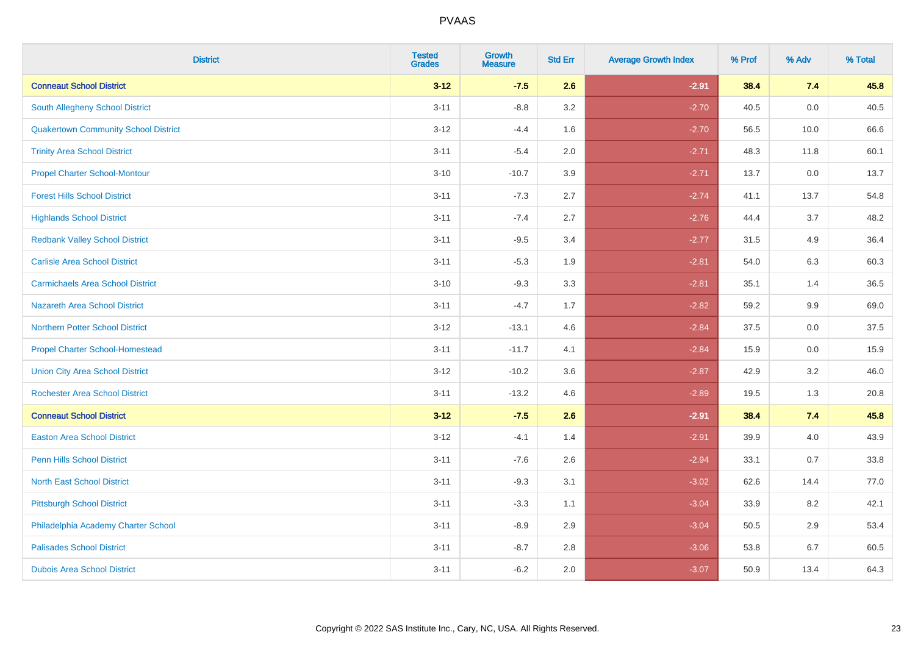PVAAS

| District | Tested Grades | Growth Measure | Std Err | Average Growth Index | % Prof | % Adv | % Total |
|---|---|---|---|---|---|---|---|
| **Conneaut School District** | **3-12** | **-7.5** | **2.6** | **-2.91** | **38.4** | **7.4** | **45.8** |
| South Allegheny School District | 3-11 | -8.8 | 3.2 | -2.70 | 40.5 | 0.0 | 40.5 |
| Quakertown Community School District | 3-12 | -4.4 | 1.6 | -2.70 | 56.5 | 10.0 | 66.6 |
| Trinity Area School District | 3-11 | -5.4 | 2.0 | -2.71 | 48.3 | 11.8 | 60.1 |
| Propel Charter School-Montour | 3-10 | -10.7 | 3.9 | -2.71 | 13.7 | 0.0 | 13.7 |
| Forest Hills School District | 3-11 | -7.3 | 2.7 | -2.74 | 41.1 | 13.7 | 54.8 |
| Highlands School District | 3-11 | -7.4 | 2.7 | -2.76 | 44.4 | 3.7 | 48.2 |
| Redbank Valley School District | 3-11 | -9.5 | 3.4 | -2.77 | 31.5 | 4.9 | 36.4 |
| Carlisle Area School District | 3-11 | -5.3 | 1.9 | -2.81 | 54.0 | 6.3 | 60.3 |
| Carmichaels Area School District | 3-10 | -9.3 | 3.3 | -2.81 | 35.1 | 1.4 | 36.5 |
| Nazareth Area School District | 3-11 | -4.7 | 1.7 | -2.82 | 59.2 | 9.9 | 69.0 |
| Northern Potter School District | 3-12 | -13.1 | 4.6 | -2.84 | 37.5 | 0.0 | 37.5 |
| Propel Charter School-Homestead | 3-11 | -11.7 | 4.1 | -2.84 | 15.9 | 0.0 | 15.9 |
| Union City Area School District | 3-12 | -10.2 | 3.6 | -2.87 | 42.9 | 3.2 | 46.0 |
| Rochester Area School District | 3-11 | -13.2 | 4.6 | -2.89 | 19.5 | 1.3 | 20.8 |
| **Conneaut School District** | **3-12** | **-7.5** | **2.6** | **-2.91** | **38.4** | **7.4** | **45.8** |
| Easton Area School District | 3-12 | -4.1 | 1.4 | -2.91 | 39.9 | 4.0 | 43.9 |
| Penn Hills School District | 3-11 | -7.6 | 2.6 | -2.94 | 33.1 | 0.7 | 33.8 |
| North East School District | 3-11 | -9.3 | 3.1 | -3.02 | 62.6 | 14.4 | 77.0 |
| Pittsburgh School District | 3-11 | -3.3 | 1.1 | -3.04 | 33.9 | 8.2 | 42.1 |
| Philadelphia Academy Charter School | 3-11 | -8.9 | 2.9 | -3.04 | 50.5 | 2.9 | 53.4 |
| Palisades School District | 3-11 | -8.7 | 2.8 | -3.06 | 53.8 | 6.7 | 60.5 |
| Dubois Area School District | 3-11 | -6.2 | 2.0 | -3.07 | 50.9 | 13.4 | 64.3 |

Copyright © 2022 SAS Institute Inc., Cary, NC, USA. All Rights Reserved.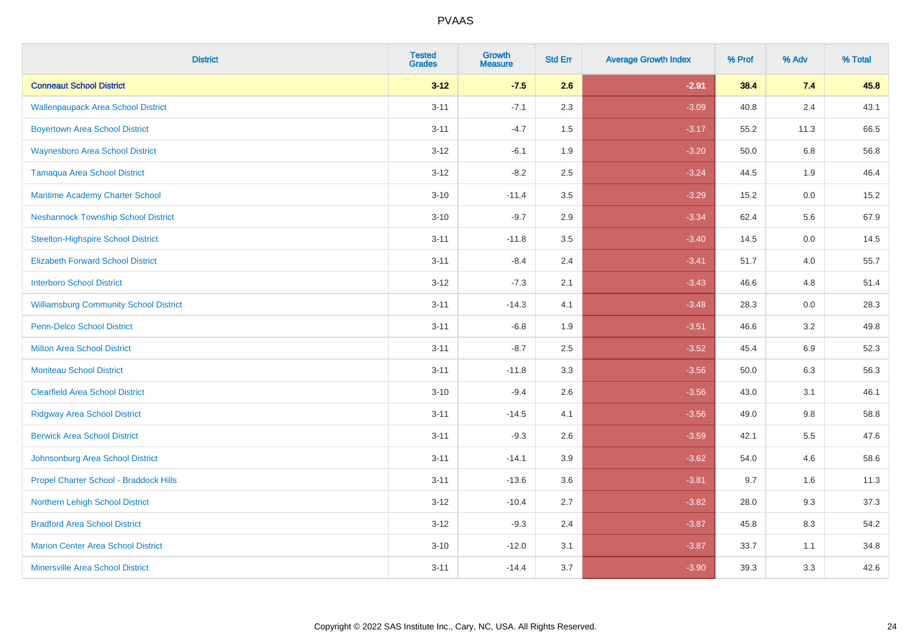# PVAAS

| District | Tested Grades | Growth Measure | Std Err | Average Growth Index | % Prof | % Adv | % Total |
|---|---|---|---|---|---|---|---|
| **Conneaut School District** | **3-12** | **-7.5** | **2.6** | **-2.91** | **38.4** | **7.4** | **45.8** |
| Wallenpaupack Area School District | 3-11 | -7.1 | 2.3 | -3.09 | 40.8 | 2.4 | 43.1 |
| Boyertown Area School District | 3-11 | -4.7 | 1.5 | -3.17 | 55.2 | 11.3 | 66.5 |
| Waynesboro Area School District | 3-12 | -6.1 | 1.9 | -3.20 | 50.0 | 6.8 | 56.8 |
| Tamaqua Area School District | 3-12 | -8.2 | 2.5 | -3.24 | 44.5 | 1.9 | 46.4 |
| Maritime Academy Charter School | 3-10 | -11.4 | 3.5 | -3.29 | 15.2 | 0.0 | 15.2 |
| Neshannock Township School District | 3-10 | -9.7 | 2.9 | -3.34 | 62.4 | 5.6 | 67.9 |
| Steelton-Highspire School District | 3-11 | -11.8 | 3.5 | -3.40 | 14.5 | 0.0 | 14.5 |
| Elizabeth Forward School District | 3-11 | -8.4 | 2.4 | -3.41 | 51.7 | 4.0 | 55.7 |
| Interboro School District | 3-12 | -7.3 | 2.1 | -3.43 | 46.6 | 4.8 | 51.4 |
| Williamsburg Community School District | 3-11 | -14.3 | 4.1 | -3.48 | 28.3 | 0.0 | 28.3 |
| Penn-Delco School District | 3-11 | -6.8 | 1.9 | -3.51 | 46.6 | 3.2 | 49.8 |
| Milton Area School District | 3-11 | -8.7 | 2.5 | -3.52 | 45.4 | 6.9 | 52.3 |
| Moniteau School District | 3-11 | -11.8 | 3.3 | -3.56 | 50.0 | 6.3 | 56.3 |
| Clearfield Area School District | 3-10 | -9.4 | 2.6 | -3.56 | 43.0 | 3.1 | 46.1 |
| Ridgway Area School District | 3-11 | -14.5 | 4.1 | -3.56 | 49.0 | 9.8 | 58.8 |
| Berwick Area School District | 3-11 | -9.3 | 2.6 | -3.59 | 42.1 | 5.5 | 47.6 |
| Johnsonburg Area School District | 3-11 | -14.1 | 3.9 | -3.62 | 54.0 | 4.6 | 58.6 |
| Propel Charter School - Braddock Hills | 3-11 | -13.6 | 3.6 | -3.81 | 9.7 | 1.6 | 11.3 |
| Northern Lehigh School District | 3-12 | -10.4 | 2.7 | -3.82 | 28.0 | 9.3 | 37.3 |
| Bradford Area School District | 3-12 | -9.3 | 2.4 | -3.87 | 45.8 | 8.3 | 54.2 |
| Marion Center Area School District | 3-10 | -12.0 | 3.1 | -3.87 | 33.7 | 1.1 | 34.8 |
| Minersville Area School District | 3-11 | -14.4 | 3.7 | -3.90 | 39.3 | 3.3 | 42.6 |

Copyright © 2022 SAS Institute Inc., Cary, NC, USA. All Rights Reserved.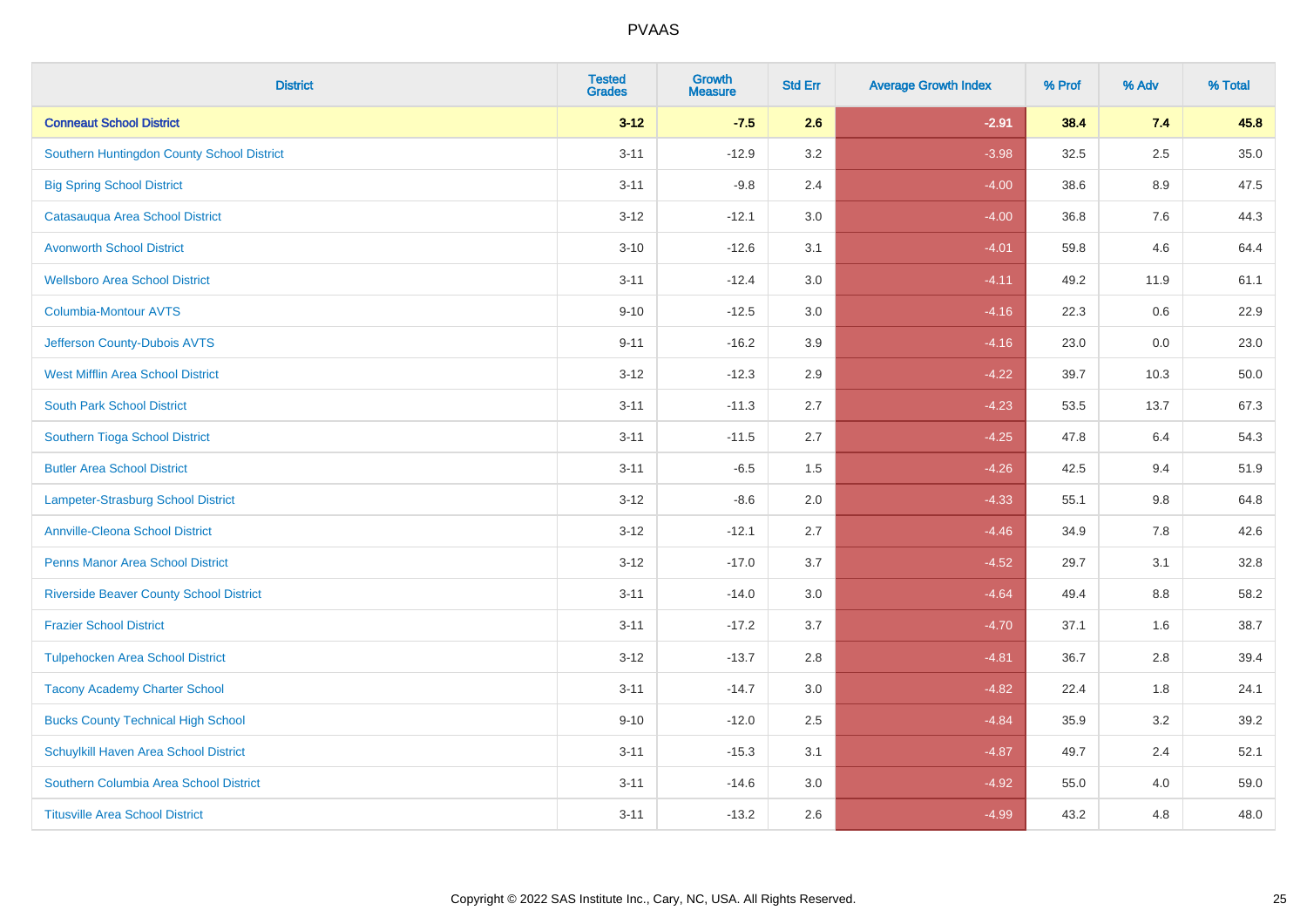PVAAS

| District | Tested Grades | Growth Measure | Std Err | Average Growth Index | % Prof | % Adv | % Total |
|---|---|---|---|---|---|---|---|
| **Conneaut School District** | **3-12** | **-7.5** | **2.6** | **-2.91** | **38.4** | **7.4** | **45.8** |
| Southern Huntingdon County School District | 3-11 | -12.9 | 3.2 | -3.98 | 32.5 | 2.5 | 35.0 |
| Big Spring School District | 3-11 | -9.8 | 2.4 | -4.00 | 38.6 | 8.9 | 47.5 |
| Catasauqua Area School District | 3-12 | -12.1 | 3.0 | -4.00 | 36.8 | 7.6 | 44.3 |
| Avonworth School District | 3-10 | -12.6 | 3.1 | -4.01 | 59.8 | 4.6 | 64.4 |
| Wellsboro Area School District | 3-11 | -12.4 | 3.0 | -4.11 | 49.2 | 11.9 | 61.1 |
| Columbia-Montour AVTS | 9-10 | -12.5 | 3.0 | -4.16 | 22.3 | 0.6 | 22.9 |
| Jefferson County-Dubois AVTS | 9-11 | -16.2 | 3.9 | -4.16 | 23.0 | 0.0 | 23.0 |
| West Mifflin Area School District | 3-12 | -12.3 | 2.9 | -4.22 | 39.7 | 10.3 | 50.0 |
| South Park School District | 3-11 | -11.3 | 2.7 | -4.23 | 53.5 | 13.7 | 67.3 |
| Southern Tioga School District | 3-11 | -11.5 | 2.7 | -4.25 | 47.8 | 6.4 | 54.3 |
| Butler Area School District | 3-11 | -6.5 | 1.5 | -4.26 | 42.5 | 9.4 | 51.9 |
| Lampeter-Strasburg School District | 3-12 | -8.6 | 2.0 | -4.33 | 55.1 | 9.8 | 64.8 |
| Annville-Cleona School District | 3-12 | -12.1 | 2.7 | -4.46 | 34.9 | 7.8 | 42.6 |
| Penns Manor Area School District | 3-12 | -17.0 | 3.7 | -4.52 | 29.7 | 3.1 | 32.8 |
| Riverside Beaver County School District | 3-11 | -14.0 | 3.0 | -4.64 | 49.4 | 8.8 | 58.2 |
| Frazier School District | 3-11 | -17.2 | 3.7 | -4.70 | 37.1 | 1.6 | 38.7 |
| Tulpehocken Area School District | 3-12 | -13.7 | 2.8 | -4.81 | 36.7 | 2.8 | 39.4 |
| Tacony Academy Charter School | 3-11 | -14.7 | 3.0 | -4.82 | 22.4 | 1.8 | 24.1 |
| Bucks County Technical High School | 9-10 | -12.0 | 2.5 | -4.84 | 35.9 | 3.2 | 39.2 |
| Schuylkill Haven Area School District | 3-11 | -15.3 | 3.1 | -4.87 | 49.7 | 2.4 | 52.1 |
| Southern Columbia Area School District | 3-11 | -14.6 | 3.0 | -4.92 | 55.0 | 4.0 | 59.0 |
| Titusville Area School District | 3-11 | -13.2 | 2.6 | -4.99 | 43.2 | 4.8 | 48.0 |

Copyright © 2022 SAS Institute Inc., Cary, NC, USA. All Rights Reserved.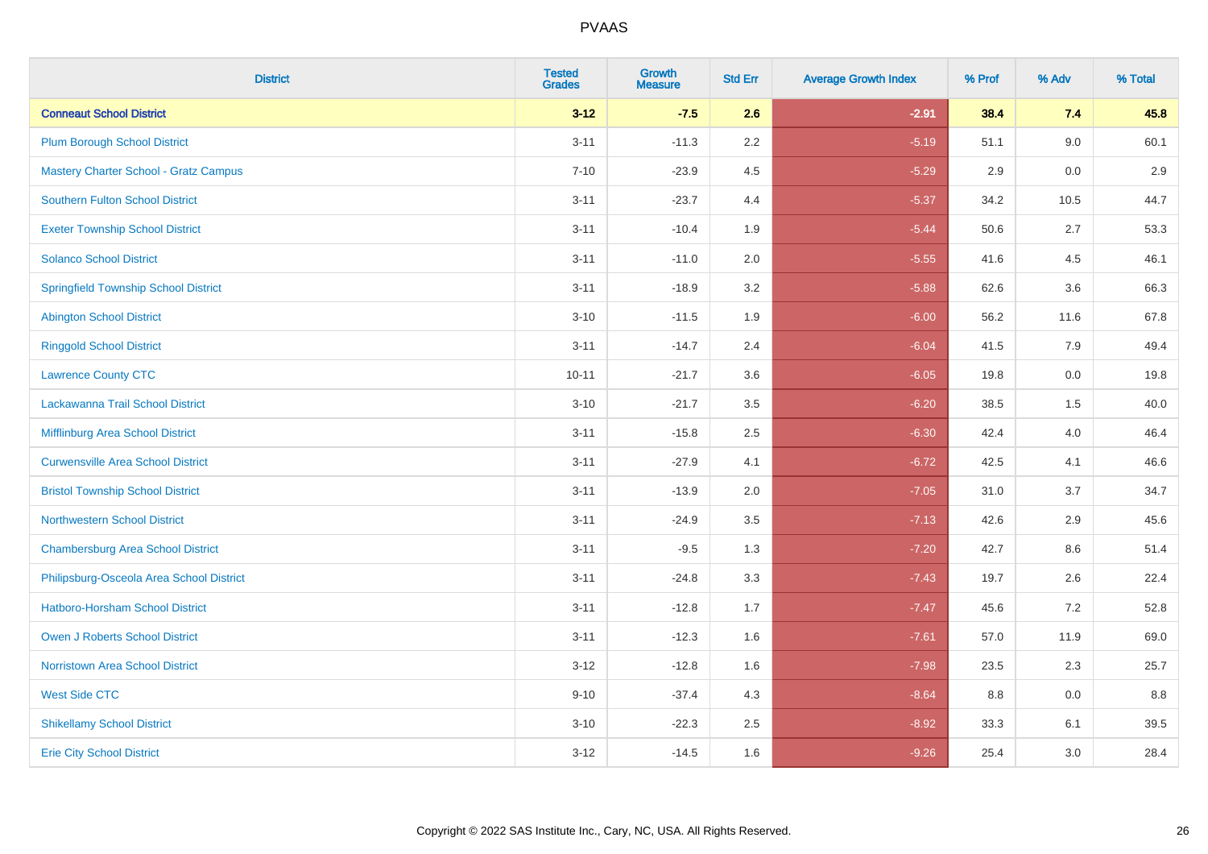# PVAAS

| District | Tested Grades | Growth Measure | Std Err | Average Growth Index | % Prof | % Adv | % Total |
|---|---|---|---|---|---|---|---|
| **Conneaut School District** | **3-12** | **-7.5** | **2.6** | **-2.91** | **38.4** | **7.4** | **45.8** |
| Plum Borough School District | 3-11 | -11.3 | 2.2 | -5.19 | 51.1 | 9.0 | 60.1 |
| Mastery Charter School - Gratz Campus | 7-10 | -23.9 | 4.5 | -5.29 | 2.9 | 0.0 | 2.9 |
| Southern Fulton School District | 3-11 | -23.7 | 4.4 | -5.37 | 34.2 | 10.5 | 44.7 |
| Exeter Township School District | 3-11 | -10.4 | 1.9 | -5.44 | 50.6 | 2.7 | 53.3 |
| Solanco School District | 3-11 | -11.0 | 2.0 | -5.55 | 41.6 | 4.5 | 46.1 |
| Springfield Township School District | 3-11 | -18.9 | 3.2 | -5.88 | 62.6 | 3.6 | 66.3 |
| Abington School District | 3-10 | -11.5 | 1.9 | -6.00 | 56.2 | 11.6 | 67.8 |
| Ringgold School District | 3-11 | -14.7 | 2.4 | -6.04 | 41.5 | 7.9 | 49.4 |
| Lawrence County CTC | 10-11 | -21.7 | 3.6 | -6.05 | 19.8 | 0.0 | 19.8 |
| Lackawanna Trail School District | 3-10 | -21.7 | 3.5 | -6.20 | 38.5 | 1.5 | 40.0 |
| Mifflinburg Area School District | 3-11 | -15.8 | 2.5 | -6.30 | 42.4 | 4.0 | 46.4 |
| Curwensville Area School District | 3-11 | -27.9 | 4.1 | -6.72 | 42.5 | 4.1 | 46.6 |
| Bristol Township School District | 3-11 | -13.9 | 2.0 | -7.05 | 31.0 | 3.7 | 34.7 |
| Northwestern School District | 3-11 | -24.9 | 3.5 | -7.13 | 42.6 | 2.9 | 45.6 |
| Chambersburg Area School District | 3-11 | -9.5 | 1.3 | -7.20 | 42.7 | 8.6 | 51.4 |
| Philipsburg-Osceola Area School District | 3-11 | -24.8 | 3.3 | -7.43 | 19.7 | 2.6 | 22.4 |
| Hatboro-Horsham School District | 3-11 | -12.8 | 1.7 | -7.47 | 45.6 | 7.2 | 52.8 |
| Owen J Roberts School District | 3-11 | -12.3 | 1.6 | -7.61 | 57.0 | 11.9 | 69.0 |
| Norristown Area School District | 3-12 | -12.8 | 1.6 | -7.98 | 23.5 | 2.3 | 25.7 |
| West Side CTC | 9-10 | -37.4 | 4.3 | -8.64 | 8.8 | 0.0 | 8.8 |
| Shikellamy School District | 3-10 | -22.3 | 2.5 | -8.92 | 33.3 | 6.1 | 39.5 |
| Erie City School District | 3-12 | -14.5 | 1.6 | -9.26 | 25.4 | 3.0 | 28.4 |

Copyright © 2022 SAS Institute Inc., Cary, NC, USA. All Rights Reserved.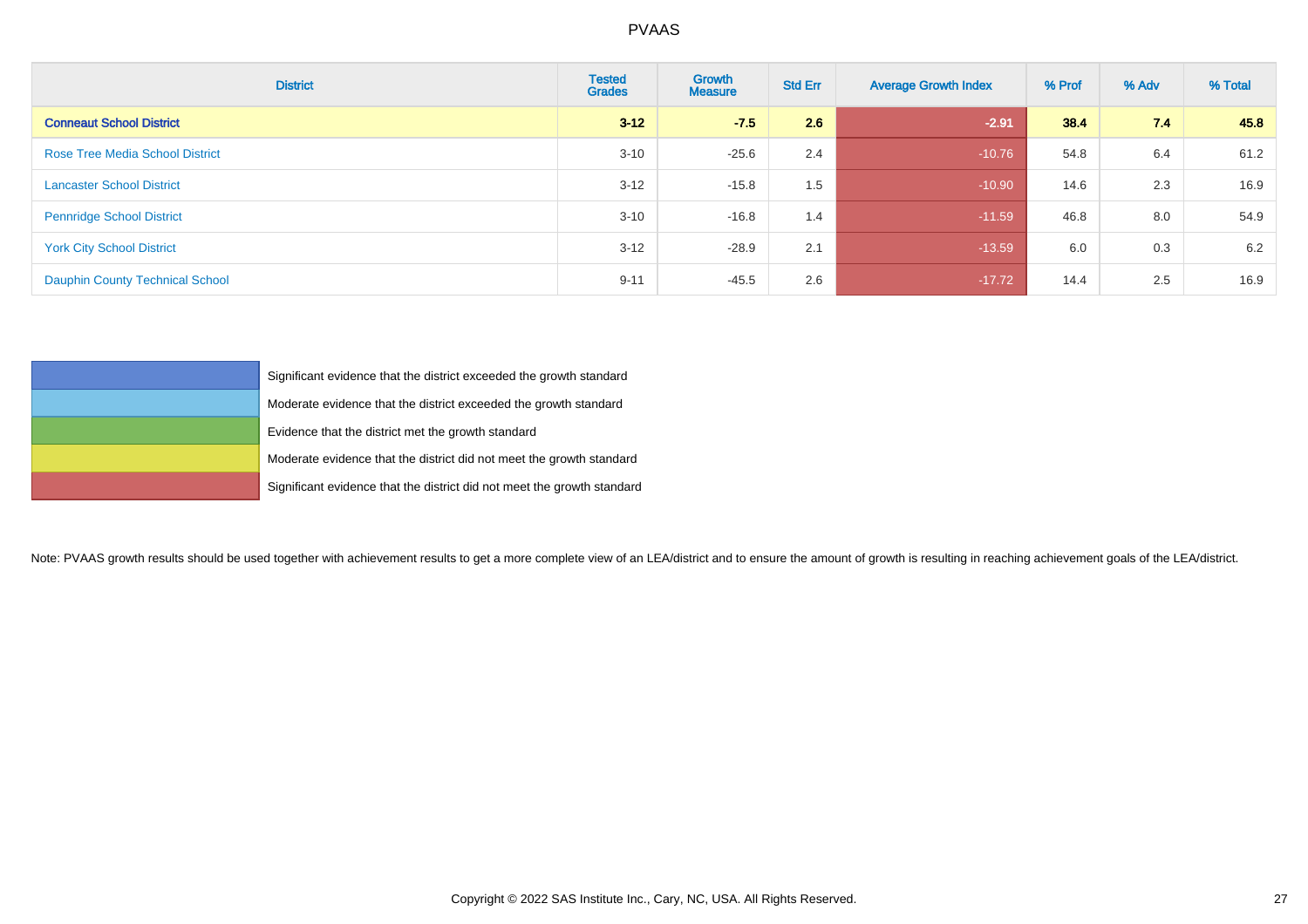PVAAS

| District | Tested Grades | Growth Measure | Std Err | Average Growth Index | % Prof | % Adv | % Total |
|---|---|---|---|---|---|---|---|
| **Conneaut School District** | **3-12** | **-7.5** | **2.6** | **-2.91** | **38.4** | **7.4** | **45.8** |
| Rose Tree Media School District | 3-10 | -25.6 | 2.4 | -10.76 | 54.8 | 6.4 | 61.2 |
| Lancaster School District | 3-12 | -15.8 | 1.5 | -10.90 | 14.6 | 2.3 | 16.9 |
| Pennridge School District | 3-10 | -16.8 | 1.4 | -11.59 | 46.8 | 8.0 | 54.9 |
| York City School District | 3-12 | -28.9 | 2.1 | -13.59 | 6.0 | 0.3 | 6.2 |
| Dauphin County Technical School | 9-11 | -45.5 | 2.6 | -17.72 | 14.4 | 2.5 | 16.9 |

Significant evidence that the district exceeded the growth standard

Moderate evidence that the district exceeded the growth standard

Evidence that the district met the growth standard

Moderate evidence that the district did not meet the growth standard

Significant evidence that the district did not meet the growth standard

Note: PVAAS growth results should be used together with achievement results to get a more complete view of an LEA/district and to ensure the amount of growth is resulting in reaching achievement goals of the LEA/district.

Copyright © 2022 SAS Institute Inc., Cary, NC, USA. All Rights Reserved.